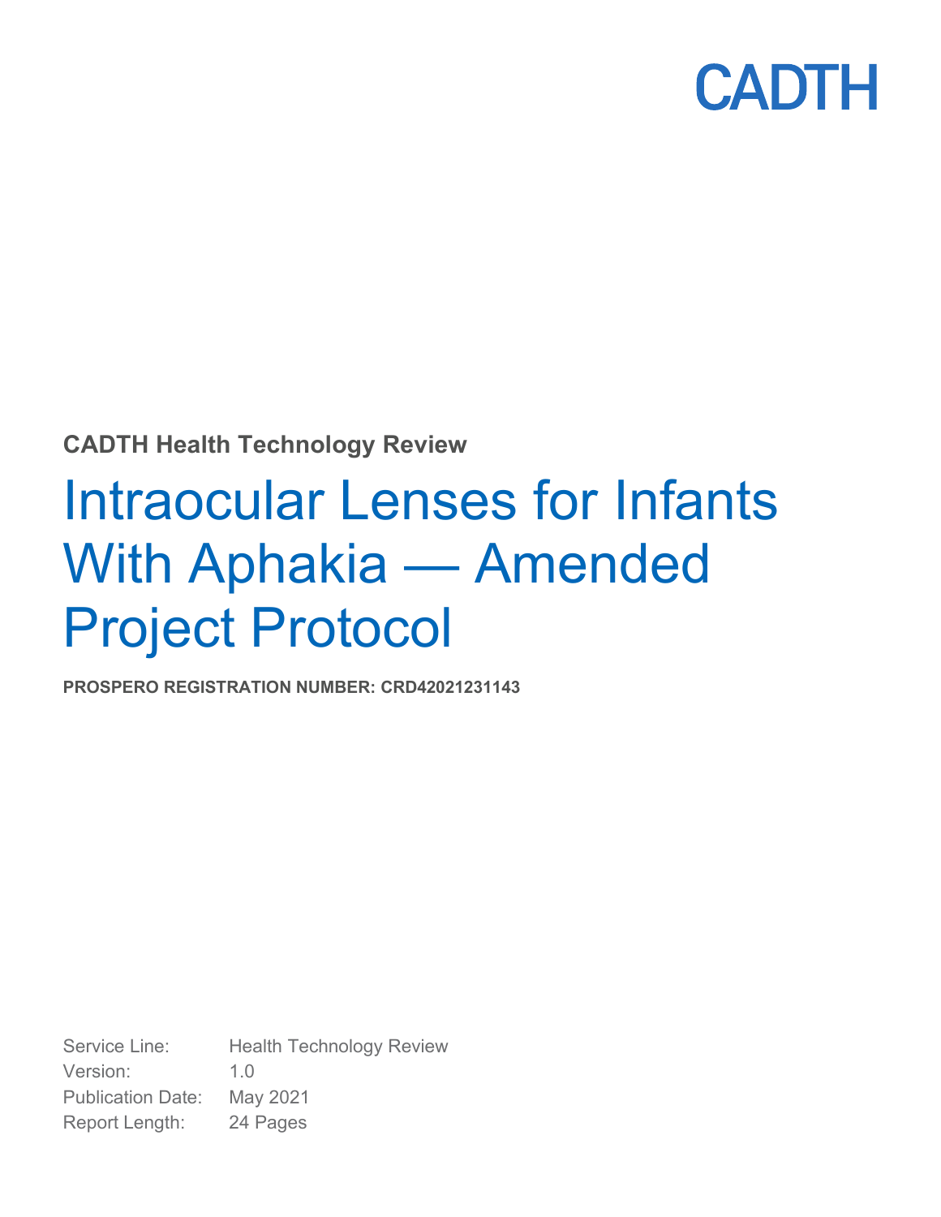CADTH

**CADTH Health Technology Review**

# Intraocular Lenses for Infants With Aphakia — Amended Project Protocol

**PROSPERO REGISTRATION NUMBER: CRD42021231143**

| | |
|---|---|
| Service Line: | Health Technology Review |
| Version: | 1.0 |
| Publication Date: | May 2021 |
| Report Length: | 24 Pages |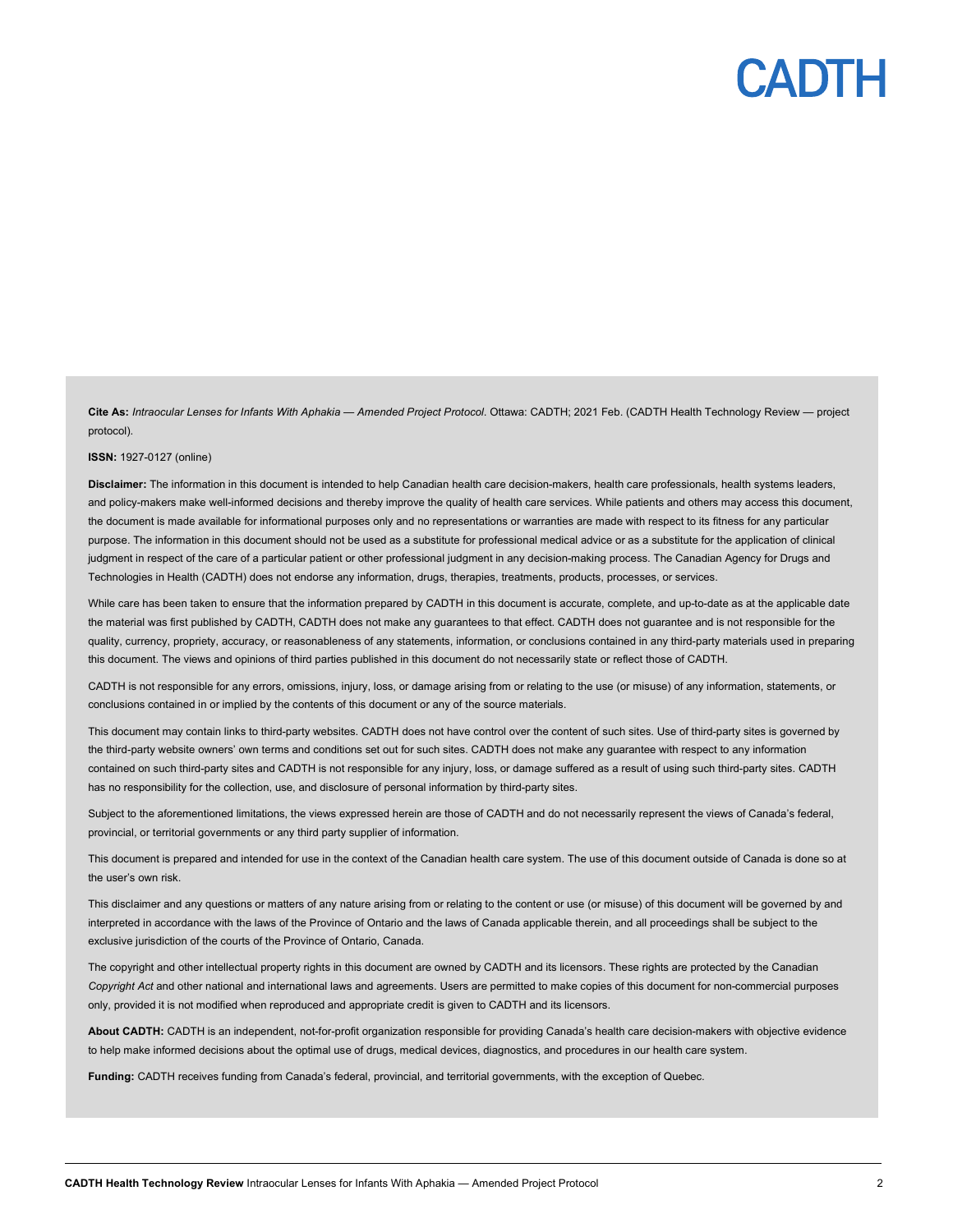CADTH

**Cite As:** *Intraocular Lenses for Infants With Aphakia — Amended Project Protocol*. Ottawa: CADTH; 2021 Feb. (CADTH Health Technology Review — project protocol).

**ISSN:** 1927-0127 (online)

**Disclaimer:** The information in this document is intended to help Canadian health care decision-makers, health care professionals, health systems leaders, and policy-makers make well-informed decisions and thereby improve the quality of health care services. While patients and others may access this document, the document is made available for informational purposes only and no representations or warranties are made with respect to its fitness for any particular purpose. The information in this document should not be used as a substitute for professional medical advice or as a substitute for the application of clinical judgment in respect of the care of a particular patient or other professional judgment in any decision-making process. The Canadian Agency for Drugs and Technologies in Health (CADTH) does not endorse any information, drugs, therapies, treatments, products, processes, or services.

While care has been taken to ensure that the information prepared by CADTH in this document is accurate, complete, and up-to-date as at the applicable date the material was first published by CADTH, CADTH does not make any guarantees to that effect. CADTH does not guarantee and is not responsible for the quality, currency, propriety, accuracy, or reasonableness of any statements, information, or conclusions contained in any third-party materials used in preparing this document. The views and opinions of third parties published in this document do not necessarily state or reflect those of CADTH.

CADTH is not responsible for any errors, omissions, injury, loss, or damage arising from or relating to the use (or misuse) of any information, statements, or conclusions contained in or implied by the contents of this document or any of the source materials.

This document may contain links to third-party websites. CADTH does not have control over the content of such sites. Use of third-party sites is governed by the third-party website owners' own terms and conditions set out for such sites. CADTH does not make any guarantee with respect to any information contained on such third-party sites and CADTH is not responsible for any injury, loss, or damage suffered as a result of using such third-party sites. CADTH has no responsibility for the collection, use, and disclosure of personal information by third-party sites.

Subject to the aforementioned limitations, the views expressed herein are those of CADTH and do not necessarily represent the views of Canada's federal, provincial, or territorial governments or any third party supplier of information.

This document is prepared and intended for use in the context of the Canadian health care system. The use of this document outside of Canada is done so at the user's own risk.

This disclaimer and any questions or matters of any nature arising from or relating to the content or use (or misuse) of this document will be governed by and interpreted in accordance with the laws of the Province of Ontario and the laws of Canada applicable therein, and all proceedings shall be subject to the exclusive jurisdiction of the courts of the Province of Ontario, Canada.

The copyright and other intellectual property rights in this document are owned by CADTH and its licensors. These rights are protected by the Canadian *Copyright Act* and other national and international laws and agreements. Users are permitted to make copies of this document for non-commercial purposes only, provided it is not modified when reproduced and appropriate credit is given to CADTH and its licensors.

**About CADTH:** CADTH is an independent, not-for-profit organization responsible for providing Canada's health care decision-makers with objective evidence to help make informed decisions about the optimal use of drugs, medical devices, diagnostics, and procedures in our health care system.

**Funding:** CADTH receives funding from Canada's federal, provincial, and territorial governments, with the exception of Quebec.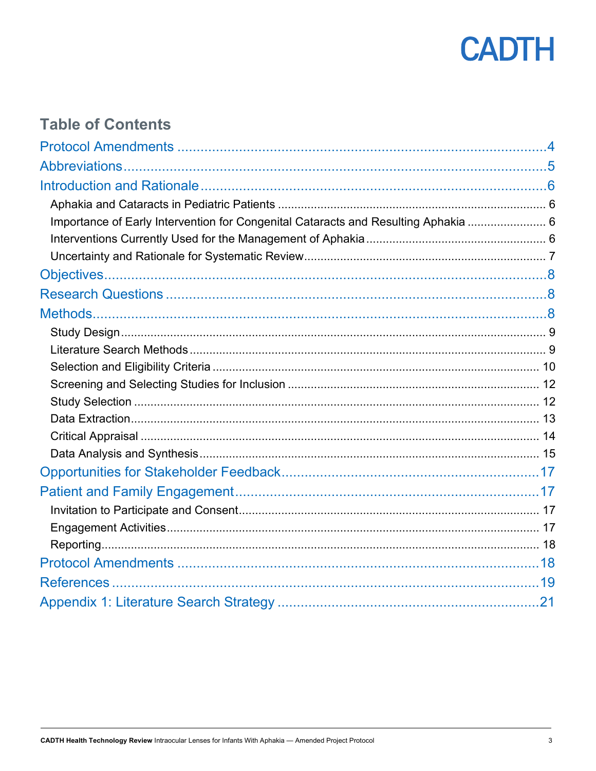# Table of Contents

Protocol Amendments .....4

Abbreviations .....5

Introduction and Rationale .....6

- Aphakia and Cataracts in Pediatric Patients .....6
- Importance of Early Intervention for Congenital Cataracts and Resulting Aphakia .....6
- Interventions Currently Used for the Management of Aphakia .....6
- Uncertainty and Rationale for Systematic Review .....7

Objectives .....8

Research Questions .....8

Methods .....8

- Study Design .....9
- Literature Search Methods .....9
- Selection and Eligibility Criteria .....10
- Screening and Selecting Studies for Inclusion .....12
- Study Selection .....12
- Data Extraction .....13
- Critical Appraisal .....14
- Data Analysis and Synthesis .....15

Opportunities for Stakeholder Feedback .....17

Patient and Family Engagement .....17

- Invitation to Participate and Consent .....17
- Engagement Activities .....17
- Reporting .....18

Protocol Amendments .....18

References .....19

Appendix 1: Literature Search Strategy .....21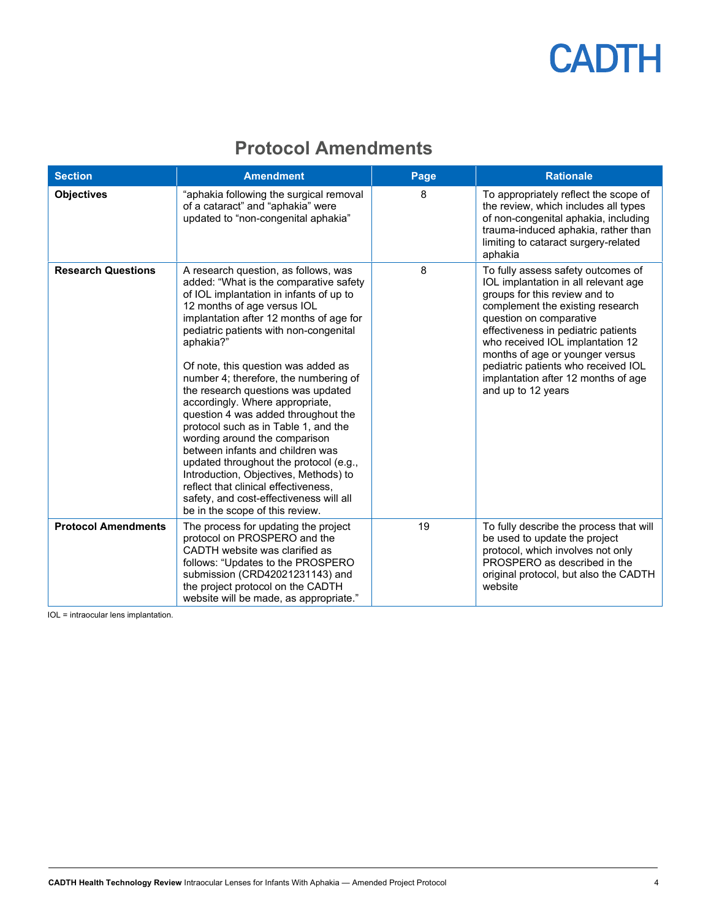## Protocol Amendments

| Section | Amendment | Page | Rationale |
|---|---|---|---|
| **Objectives** | "aphakia following the surgical removal of a cataract" and "aphakia" were updated to "non-congenital aphakia" | 8 | To appropriately reflect the scope of the review, which includes all types of non-congenital aphakia, including trauma-induced aphakia, rather than limiting to cataract surgery-related aphakia |
| **Research Questions** | A research question, as follows, was added: "What is the comparative safety of IOL implantation in infants of up to 12 months of age versus IOL implantation after 12 months of age for pediatric patients with non-congenital aphakia?"<br><br>Of note, this question was added as number 4; therefore, the numbering of the research questions was updated accordingly. Where appropriate, question 4 was added throughout the protocol such as in Table 1, and the wording around the comparison between infants and children was updated throughout the protocol (e.g., Introduction, Objectives, Methods) to reflect that clinical effectiveness, safety, and cost-effectiveness will all be in the scope of this review. | 8 | To fully assess safety outcomes of IOL implantation in all relevant age groups for this review and to complement the existing research question on comparative effectiveness in pediatric patients who received IOL implantation 12 months of age or younger versus pediatric patients who received IOL implantation after 12 months of age and up to 12 years |
| **Protocol Amendments** | The process for updating the project protocol on PROSPERO and the CADTH website was clarified as follows: "Updates to the PROSPERO submission (CRD42021231143) and the project protocol on the CADTH website will be made, as appropriate." | 19 | To fully describe the process that will be used to update the project protocol, which involves not only PROSPERO as described in the original protocol, but also the CADTH website |

IOL = intraocular lens implantation.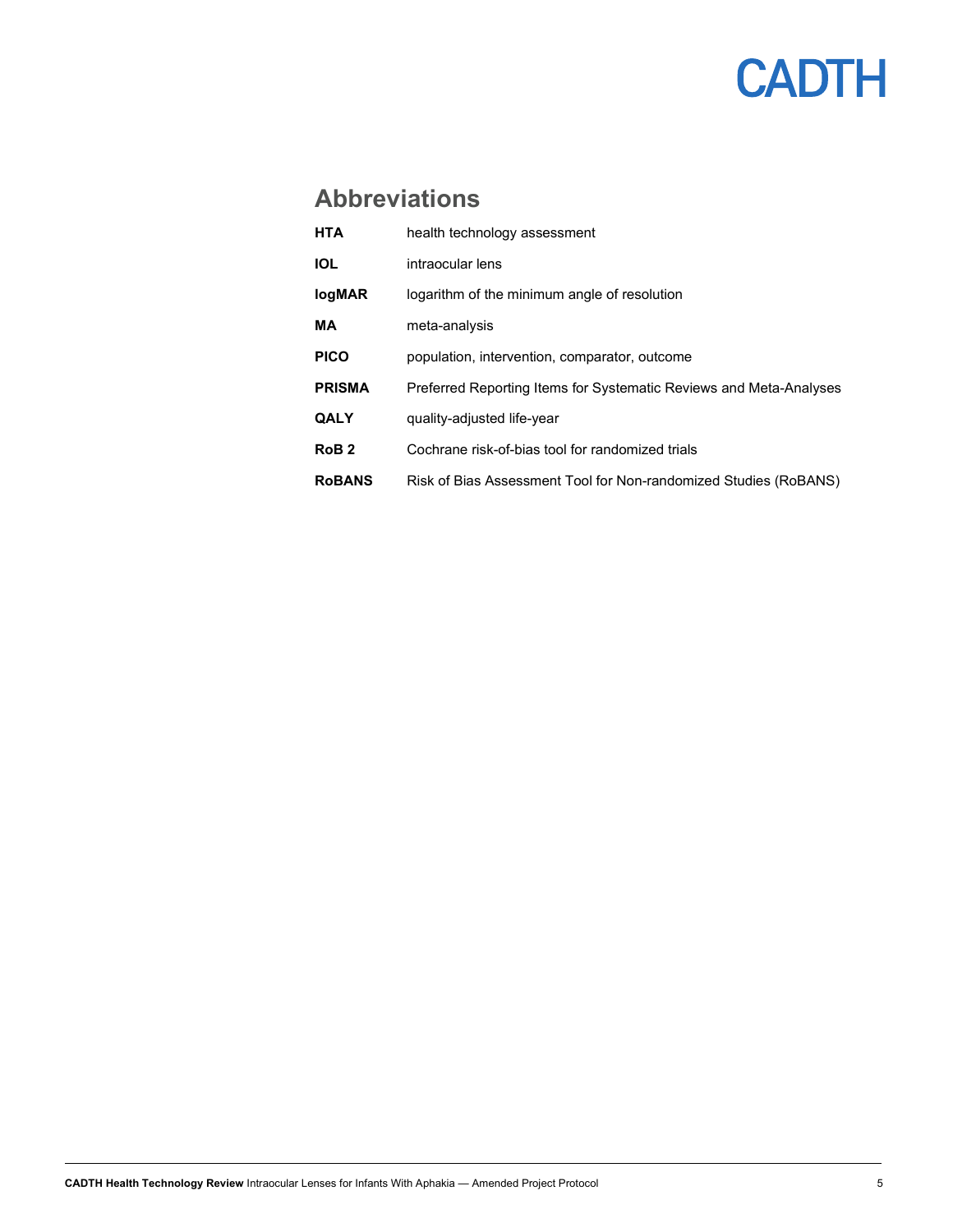## Abbreviations

| | |
|---|---|
| **HTA** | health technology assessment |
| **IOL** | intraocular lens |
| **logMAR** | logarithm of the minimum angle of resolution |
| **MA** | meta-analysis |
| **PICO** | population, intervention, comparator, outcome |
| **PRISMA** | Preferred Reporting Items for Systematic Reviews and Meta-Analyses |
| **QALY** | quality-adjusted life-year |
| **RoB 2** | Cochrane risk-of-bias tool for randomized trials |
| **RoBANS** | Risk of Bias Assessment Tool for Non-randomized Studies (RoBANS) |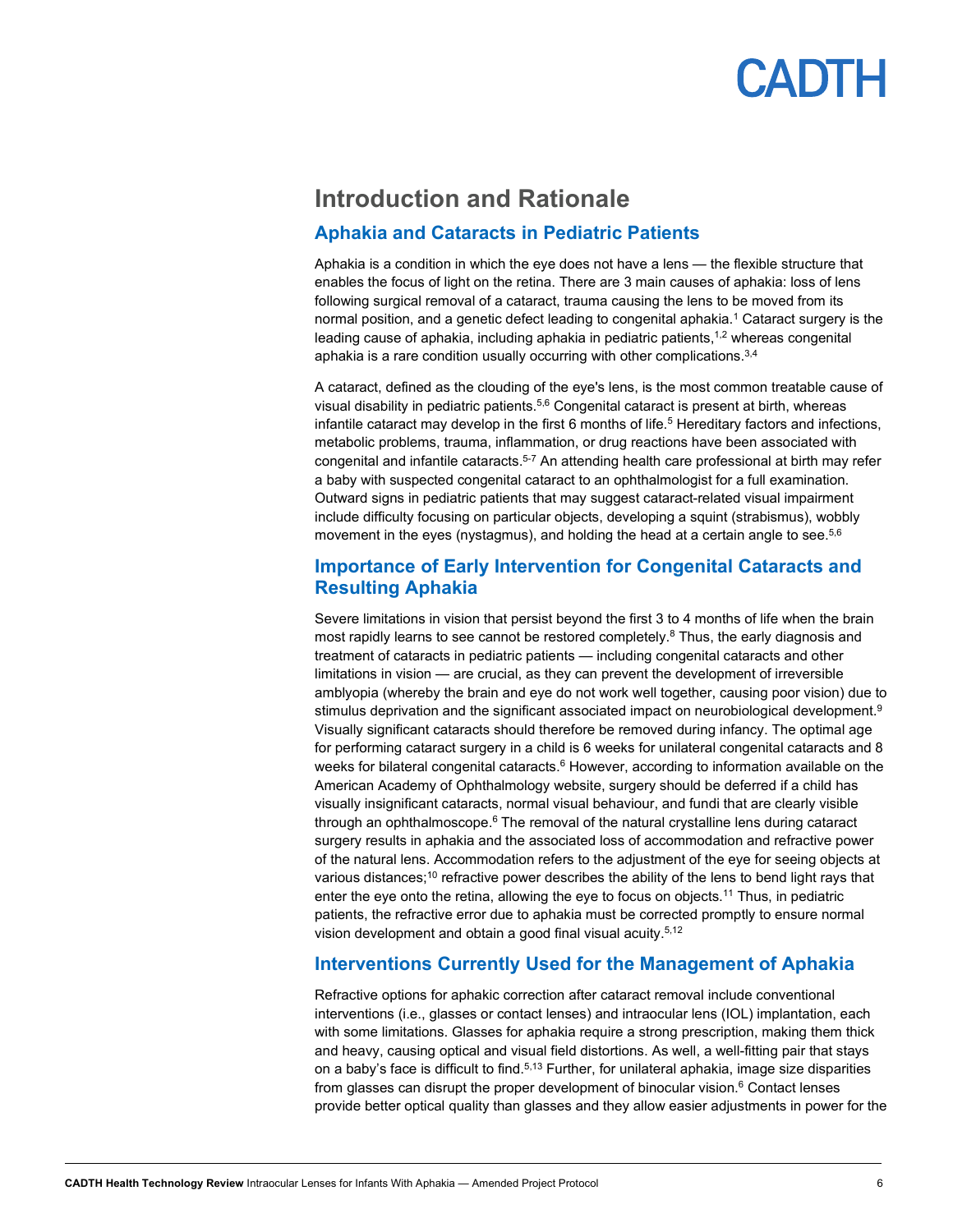## Introduction and Rationale

### Aphakia and Cataracts in Pediatric Patients

Aphakia is a condition in which the eye does not have a lens — the flexible structure that enables the focus of light on the retina. There are 3 main causes of aphakia: loss of lens following surgical removal of a cataract, trauma causing the lens to be moved from its normal position, and a genetic defect leading to congenital aphakia.[1] Cataract surgery is the leading cause of aphakia, including aphakia in pediatric patients,[1,2] whereas congenital aphakia is a rare condition usually occurring with other complications.[3,4]

A cataract, defined as the clouding of the eye's lens, is the most common treatable cause of visual disability in pediatric patients.[5,6] Congenital cataract is present at birth, whereas infantile cataract may develop in the first 6 months of life.[5] Hereditary factors and infections, metabolic problems, trauma, inflammation, or drug reactions have been associated with congenital and infantile cataracts.[5-7] An attending health care professional at birth may refer a baby with suspected congenital cataract to an ophthalmologist for a full examination. Outward signs in pediatric patients that may suggest cataract-related visual impairment include difficulty focusing on particular objects, developing a squint (strabismus), wobbly movement in the eyes (nystagmus), and holding the head at a certain angle to see.[5,6]

### Importance of Early Intervention for Congenital Cataracts and Resulting Aphakia

Severe limitations in vision that persist beyond the first 3 to 4 months of life when the brain most rapidly learns to see cannot be restored completely.[8] Thus, the early diagnosis and treatment of cataracts in pediatric patients — including congenital cataracts and other limitations in vision — are crucial, as they can prevent the development of irreversible amblyopia (whereby the brain and eye do not work well together, causing poor vision) due to stimulus deprivation and the significant associated impact on neurobiological development.[9] Visually significant cataracts should therefore be removed during infancy. The optimal age for performing cataract surgery in a child is 6 weeks for unilateral congenital cataracts and 8 weeks for bilateral congenital cataracts.[6] However, according to information available on the American Academy of Ophthalmology website, surgery should be deferred if a child has visually insignificant cataracts, normal visual behaviour, and fundi that are clearly visible through an ophthalmoscope.[6] The removal of the natural crystalline lens during cataract surgery results in aphakia and the associated loss of accommodation and refractive power of the natural lens. Accommodation refers to the adjustment of the eye for seeing objects at various distances;[10] refractive power describes the ability of the lens to bend light rays that enter the eye onto the retina, allowing the eye to focus on objects.[11] Thus, in pediatric patients, the refractive error due to aphakia must be corrected promptly to ensure normal vision development and obtain a good final visual acuity.[5,12]

### Interventions Currently Used for the Management of Aphakia

Refractive options for aphakic correction after cataract removal include conventional interventions (i.e., glasses or contact lenses) and intraocular lens (IOL) implantation, each with some limitations. Glasses for aphakia require a strong prescription, making them thick and heavy, causing optical and visual field distortions. As well, a well-fitting pair that stays on a baby's face is difficult to find.[5,13] Further, for unilateral aphakia, image size disparities from glasses can disrupt the proper development of binocular vision.[6] Contact lenses provide better optical quality than glasses and they allow easier adjustments in power for the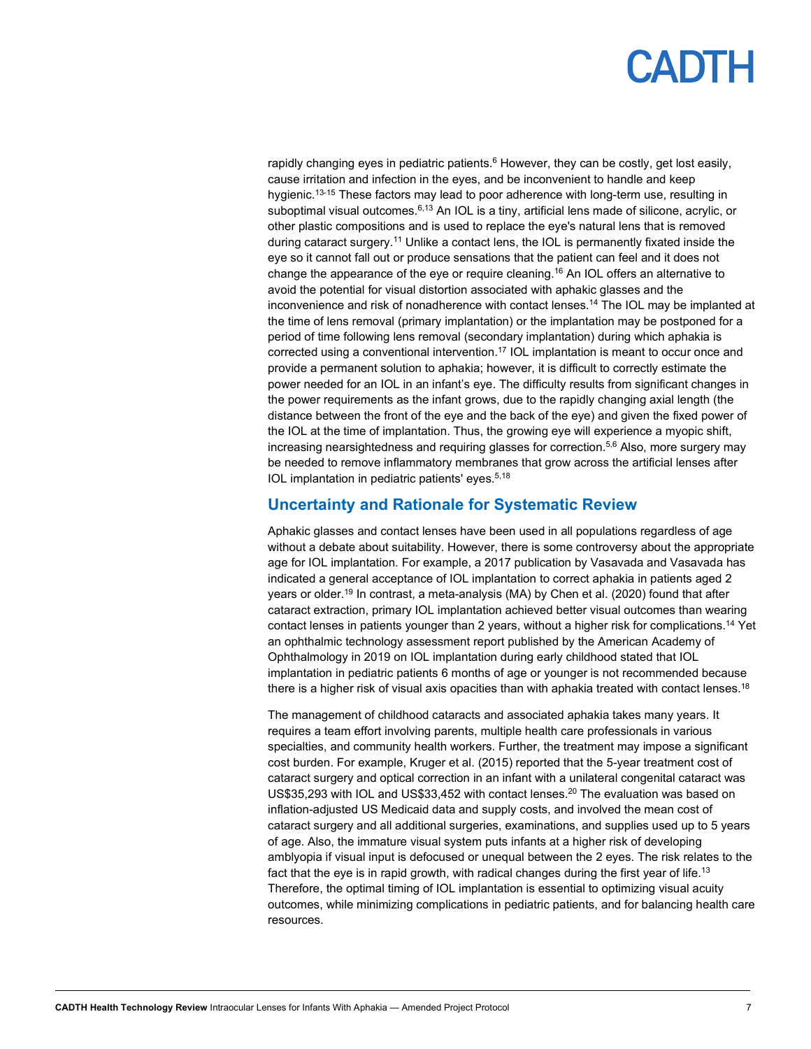rapidly changing eyes in pediatric patients.[6] However, they can be costly, get lost easily, cause irritation and infection in the eyes, and be inconvenient to handle and keep hygienic.[13-15] These factors may lead to poor adherence with long-term use, resulting in suboptimal visual outcomes.[6,13] An IOL is a tiny, artificial lens made of silicone, acrylic, or other plastic compositions and is used to replace the eye's natural lens that is removed during cataract surgery.[11] Unlike a contact lens, the IOL is permanently fixated inside the eye so it cannot fall out or produce sensations that the patient can feel and it does not change the appearance of the eye or require cleaning.[16] An IOL offers an alternative to avoid the potential for visual distortion associated with aphakic glasses and the inconvenience and risk of nonadherence with contact lenses.[14] The IOL may be implanted at the time of lens removal (primary implantation) or the implantation may be postponed for a period of time following lens removal (secondary implantation) during which aphakia is corrected using a conventional intervention.[17] IOL implantation is meant to occur once and provide a permanent solution to aphakia; however, it is difficult to correctly estimate the power needed for an IOL in an infant's eye. The difficulty results from significant changes in the power requirements as the infant grows, due to the rapidly changing axial length (the distance between the front of the eye and the back of the eye) and given the fixed power of the IOL at the time of implantation. Thus, the growing eye will experience a myopic shift, increasing nearsightedness and requiring glasses for correction.[5,6] Also, more surgery may be needed to remove inflammatory membranes that grow across the artificial lenses after IOL implantation in pediatric patients' eyes.[5,18]

## Uncertainty and Rationale for Systematic Review

Aphakic glasses and contact lenses have been used in all populations regardless of age without a debate about suitability. However, there is some controversy about the appropriate age for IOL implantation. For example, a 2017 publication by Vasavada and Vasavada has indicated a general acceptance of IOL implantation to correct aphakia in patients aged 2 years or older.[19] In contrast, a meta-analysis (MA) by Chen et al. (2020) found that after cataract extraction, primary IOL implantation achieved better visual outcomes than wearing contact lenses in patients younger than 2 years, without a higher risk for complications.[14] Yet an ophthalmic technology assessment report published by the American Academy of Ophthalmology in 2019 on IOL implantation during early childhood stated that IOL implantation in pediatric patients 6 months of age or younger is not recommended because there is a higher risk of visual axis opacities than with aphakia treated with contact lenses.[18]

The management of childhood cataracts and associated aphakia takes many years. It requires a team effort involving parents, multiple health care professionals in various specialties, and community health workers. Further, the treatment may impose a significant cost burden. For example, Kruger et al. (2015) reported that the 5-year treatment cost of cataract surgery and optical correction in an infant with a unilateral congenital cataract was US$35,293 with IOL and US$33,452 with contact lenses.[20] The evaluation was based on inflation-adjusted US Medicaid data and supply costs, and involved the mean cost of cataract surgery and all additional surgeries, examinations, and supplies used up to 5 years of age. Also, the immature visual system puts infants at a higher risk of developing amblyopia if visual input is defocused or unequal between the 2 eyes. The risk relates to the fact that the eye is in rapid growth, with radical changes during the first year of life.[13] Therefore, the optimal timing of IOL implantation is essential to optimizing visual acuity outcomes, while minimizing complications in pediatric patients, and for balancing health care resources.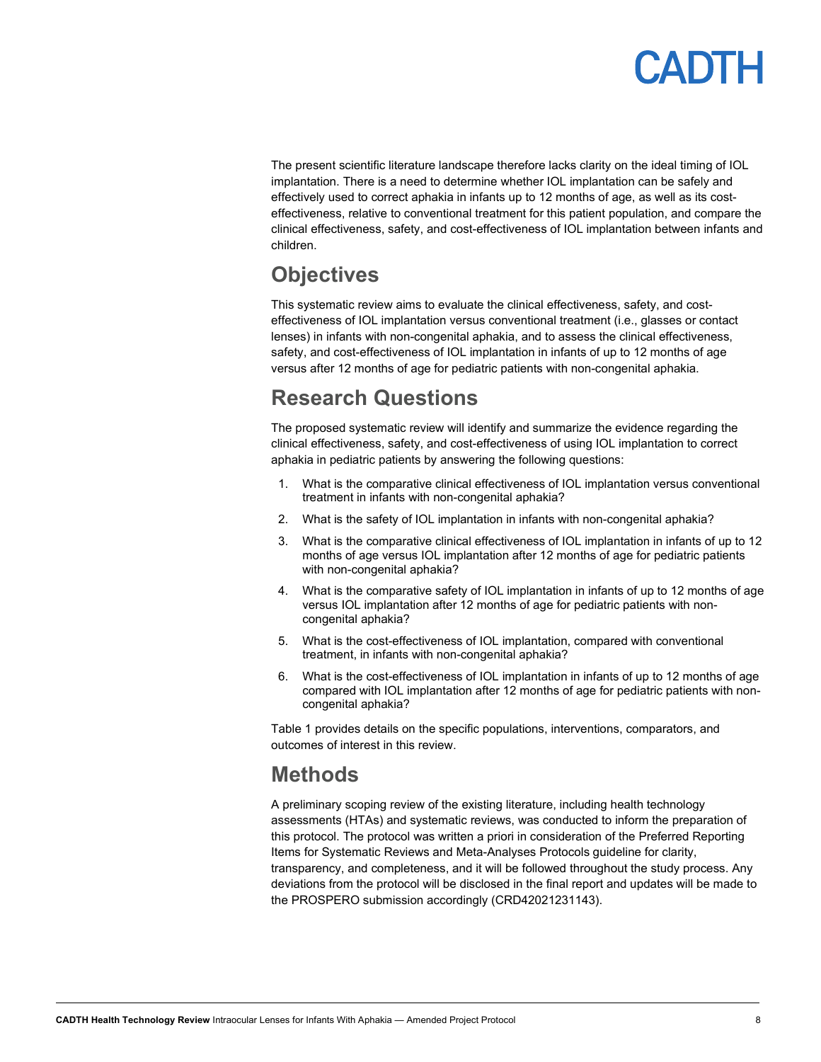The present scientific literature landscape therefore lacks clarity on the ideal timing of IOL implantation. There is a need to determine whether IOL implantation can be safely and effectively used to correct aphakia in infants up to 12 months of age, as well as its cost-effectiveness, relative to conventional treatment for this patient population, and compare the clinical effectiveness, safety, and cost-effectiveness of IOL implantation between infants and children.

## Objectives

This systematic review aims to evaluate the clinical effectiveness, safety, and cost-effectiveness of IOL implantation versus conventional treatment (i.e., glasses or contact lenses) in infants with non-congenital aphakia, and to assess the clinical effectiveness, safety, and cost-effectiveness of IOL implantation in infants of up to 12 months of age versus after 12 months of age for pediatric patients with non-congenital aphakia.

## Research Questions

The proposed systematic review will identify and summarize the evidence regarding the clinical effectiveness, safety, and cost-effectiveness of using IOL implantation to correct aphakia in pediatric patients by answering the following questions:

1. What is the comparative clinical effectiveness of IOL implantation versus conventional treatment in infants with non-congenital aphakia?
2. What is the safety of IOL implantation in infants with non-congenital aphakia?
3. What is the comparative clinical effectiveness of IOL implantation in infants of up to 12 months of age versus IOL implantation after 12 months of age for pediatric patients with non-congenital aphakia?
4. What is the comparative safety of IOL implantation in infants of up to 12 months of age versus IOL implantation after 12 months of age for pediatric patients with non-congenital aphakia?
5. What is the cost-effectiveness of IOL implantation, compared with conventional treatment, in infants with non-congenital aphakia?
6. What is the cost-effectiveness of IOL implantation in infants of up to 12 months of age compared with IOL implantation after 12 months of age for pediatric patients with non-congenital aphakia?

Table 1 provides details on the specific populations, interventions, comparators, and outcomes of interest in this review.

## Methods

A preliminary scoping review of the existing literature, including health technology assessments (HTAs) and systematic reviews, was conducted to inform the preparation of this protocol. The protocol was written a priori in consideration of the Preferred Reporting Items for Systematic Reviews and Meta-Analyses Protocols guideline for clarity, transparency, and completeness, and it will be followed throughout the study process. Any deviations from the protocol will be disclosed in the final report and updates will be made to the PROSPERO submission accordingly (CRD42021231143).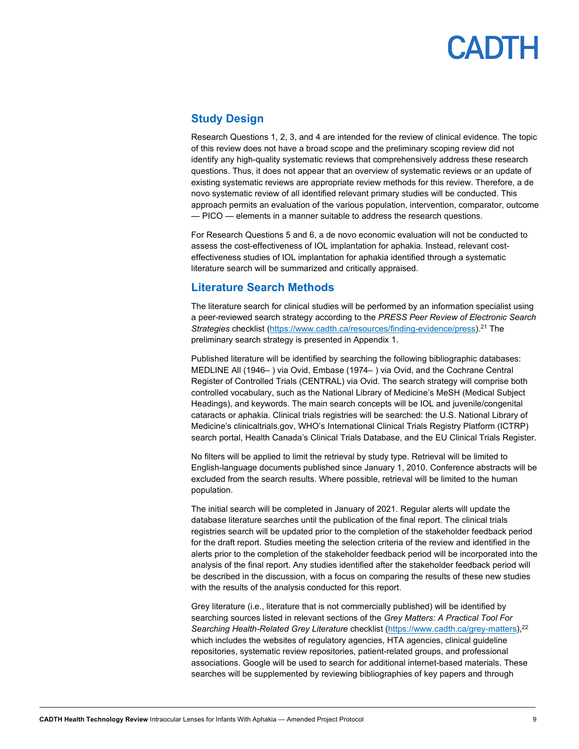## Study Design

Research Questions 1, 2, 3, and 4 are intended for the review of clinical evidence. The topic of this review does not have a broad scope and the preliminary scoping review did not identify any high-quality systematic reviews that comprehensively address these research questions. Thus, it does not appear that an overview of systematic reviews or an update of existing systematic reviews are appropriate review methods for this review. Therefore, a de novo systematic review of all identified relevant primary studies will be conducted. This approach permits an evaluation of the various population, intervention, comparator, outcome — PICO — elements in a manner suitable to address the research questions.

For Research Questions 5 and 6, a de novo economic evaluation will not be conducted to assess the cost-effectiveness of IOL implantation for aphakia. Instead, relevant cost-effectiveness studies of IOL implantation for aphakia identified through a systematic literature search will be summarized and critically appraised.

## Literature Search Methods

The literature search for clinical studies will be performed by an information specialist using a peer-reviewed search strategy according to the *PRESS Peer Review of Electronic Search Strategies* checklist (https://www.cadth.ca/resources/finding-evidence/press).[21] The preliminary search strategy is presented in Appendix 1.

Published literature will be identified by searching the following bibliographic databases: MEDLINE All (1946– ) via Ovid, Embase (1974– ) via Ovid, and the Cochrane Central Register of Controlled Trials (CENTRAL) via Ovid. The search strategy will comprise both controlled vocabulary, such as the National Library of Medicine's MeSH (Medical Subject Headings), and keywords. The main search concepts will be IOL and juvenile/congenital cataracts or aphakia. Clinical trials registries will be searched: the U.S. National Library of Medicine's clinicaltrials.gov, WHO's International Clinical Trials Registry Platform (ICTRP) search portal, Health Canada's Clinical Trials Database, and the EU Clinical Trials Register.

No filters will be applied to limit the retrieval by study type. Retrieval will be limited to English-language documents published since January 1, 2010. Conference abstracts will be excluded from the search results. Where possible, retrieval will be limited to the human population.

The initial search will be completed in January of 2021. Regular alerts will update the database literature searches until the publication of the final report. The clinical trials registries search will be updated prior to the completion of the stakeholder feedback period for the draft report. Studies meeting the selection criteria of the review and identified in the alerts prior to the completion of the stakeholder feedback period will be incorporated into the analysis of the final report. Any studies identified after the stakeholder feedback period will be described in the discussion, with a focus on comparing the results of these new studies with the results of the analysis conducted for this report.

Grey literature (i.e., literature that is not commercially published) will be identified by searching sources listed in relevant sections of the *Grey Matters: A Practical Tool For Searching Health-Related Grey Literature* checklist (https://www.cadth.ca/grey-matters),[22] which includes the websites of regulatory agencies, HTA agencies, clinical guideline repositories, systematic review repositories, patient-related groups, and professional associations. Google will be used to search for additional internet-based materials. These searches will be supplemented by reviewing bibliographies of key papers and through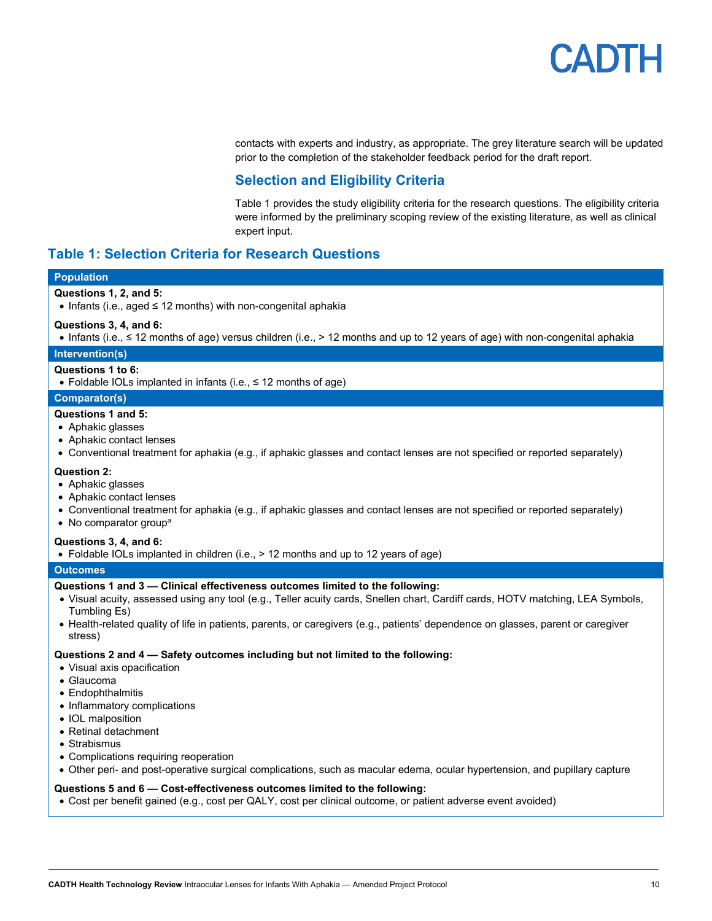contacts with experts and industry, as appropriate. The grey literature search will be updated prior to the completion of the stakeholder feedback period for the draft report.

## Selection and Eligibility Criteria

Table 1 provides the study eligibility criteria for the research questions. The eligibility criteria were informed by the preliminary scoping review of the existing literature, as well as clinical expert input.

### Table 1: Selection Criteria for Research Questions

| Criteria |
|---|
| **Population** |
| **Questions 1, 2, and 5:**<br>• Infants (i.e., aged ≤ 12 months) with non-congenital aphakia<br><br>**Questions 3, 4, and 6:**<br>• Infants (i.e., ≤ 12 months of age) versus children (i.e., > 12 months and up to 12 years of age) with non-congenital aphakia |
| **Intervention(s)** |
| **Questions 1 to 6:**<br>• Foldable IOLs implanted in infants (i.e., ≤ 12 months of age) |
| **Comparator(s)** |
| **Questions 1 and 5:**<br>• Aphakic glasses<br>• Aphakic contact lenses<br>• Conventional treatment for aphakia (e.g., if aphakic glasses and contact lenses are not specified or reported separately)<br><br>**Question 2:**<br>• Aphakic glasses<br>• Aphakic contact lenses<br>• Conventional treatment for aphakia (e.g., if aphakic glasses and contact lenses are not specified or reported separately)<br>• No comparator group[a]<br><br>**Questions 3, 4, and 6:**<br>• Foldable IOLs implanted in children (i.e., > 12 months and up to 12 years of age) |
| **Outcomes** |
| **Questions 1 and 3 — Clinical effectiveness outcomes limited to the following:**<br>• Visual acuity, assessed using any tool (e.g., Teller acuity cards, Snellen chart, Cardiff cards, HOTV matching, LEA Symbols, Tumbling Es)<br>• Health-related quality of life in patients, parents, or caregivers (e.g., patients' dependence on glasses, parent or caregiver stress)<br><br>**Questions 2 and 4 — Safety outcomes including but not limited to the following:**<br>• Visual axis opacification<br>• Glaucoma<br>• Endophthalmitis<br>• Inflammatory complications<br>• IOL malposition<br>• Retinal detachment<br>• Strabismus<br>• Complications requiring reoperation<br>• Other peri- and post-operative surgical complications, such as macular edema, ocular hypertension, and pupillary capture<br><br>**Questions 5 and 6 — Cost-effectiveness outcomes limited to the following:**<br>• Cost per benefit gained (e.g., cost per QALY, cost per clinical outcome, or patient adverse event avoided) |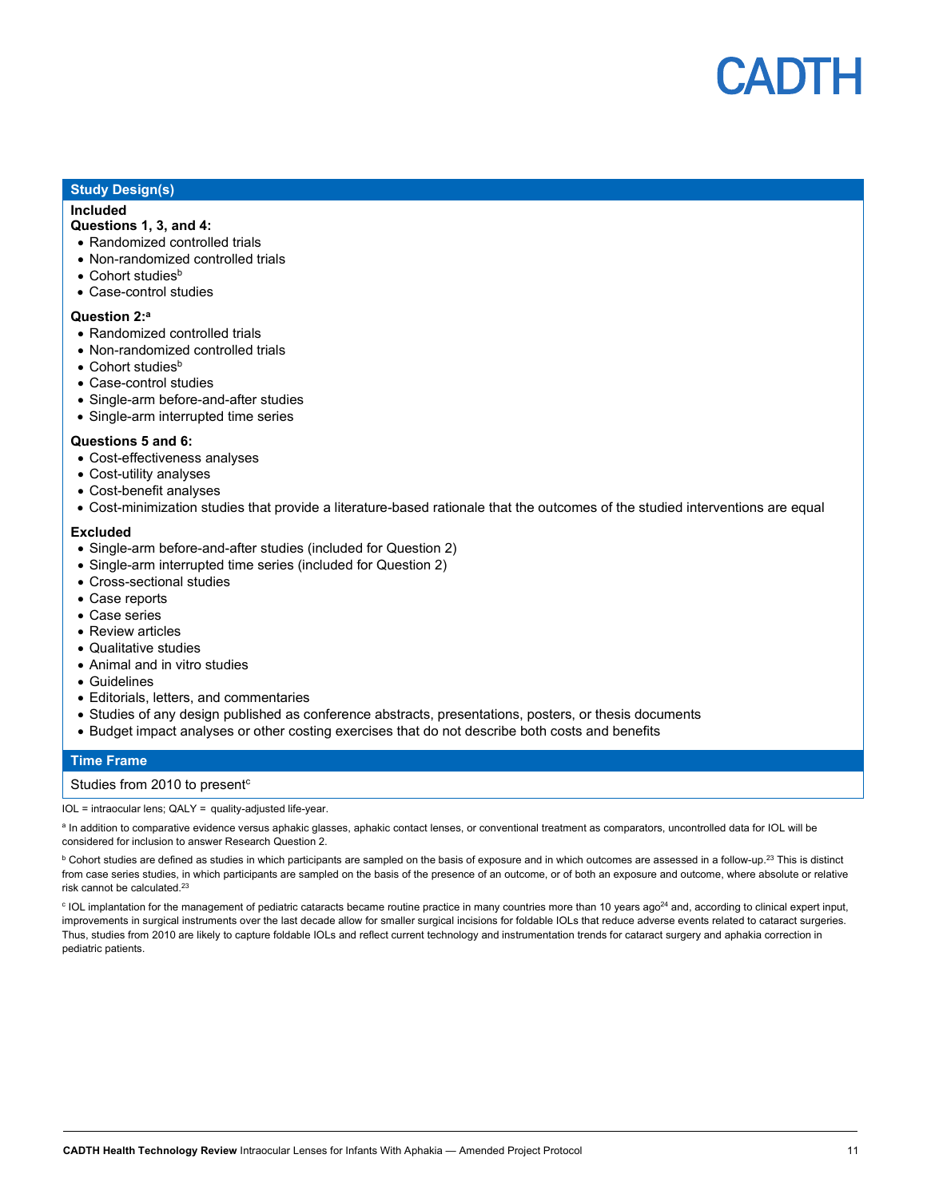## Study Design(s)

**Included**

**Questions 1, 3, and 4:**

- Randomized controlled trials
- Non-randomized controlled trials
- Cohort studies[b]
- Case-control studies

**Question 2:[a]**

- Randomized controlled trials
- Non-randomized controlled trials
- Cohort studies[b]
- Case-control studies
- Single-arm before-and-after studies
- Single-arm interrupted time series

**Questions 5 and 6:**

- Cost-effectiveness analyses
- Cost-utility analyses
- Cost-benefit analyses
- Cost-minimization studies that provide a literature-based rationale that the outcomes of the studied interventions are equal

**Excluded**

- Single-arm before-and-after studies (included for Question 2)
- Single-arm interrupted time series (included for Question 2)
- Cross-sectional studies
- Case reports
- Case series
- Review articles
- Qualitative studies
- Animal and in vitro studies
- Guidelines
- Editorials, letters, and commentaries
- Studies of any design published as conference abstracts, presentations, posters, or thesis documents
- Budget impact analyses or other costing exercises that do not describe both costs and benefits

## Time Frame

Studies from 2010 to present[c]

IOL = intraocular lens; QALY = quality-adjusted life-year.

[a] In addition to comparative evidence versus aphakic glasses, aphakic contact lenses, or conventional treatment as comparators, uncontrolled data for IOL will be considered for inclusion to answer Research Question 2.

[b] Cohort studies are defined as studies in which participants are sampled on the basis of exposure and in which outcomes are assessed in a follow-up.[23] This is distinct from case series studies, in which participants are sampled on the basis of the presence of an outcome, or of both an exposure and outcome, where absolute or relative risk cannot be calculated.[23]

[c] IOL implantation for the management of pediatric cataracts became routine practice in many countries more than 10 years ago[24] and, according to clinical expert input, improvements in surgical instruments over the last decade allow for smaller surgical incisions for foldable IOLs that reduce adverse events related to cataract surgeries. Thus, studies from 2010 are likely to capture foldable IOLs and reflect current technology and instrumentation trends for cataract surgery and aphakia correction in pediatric patients.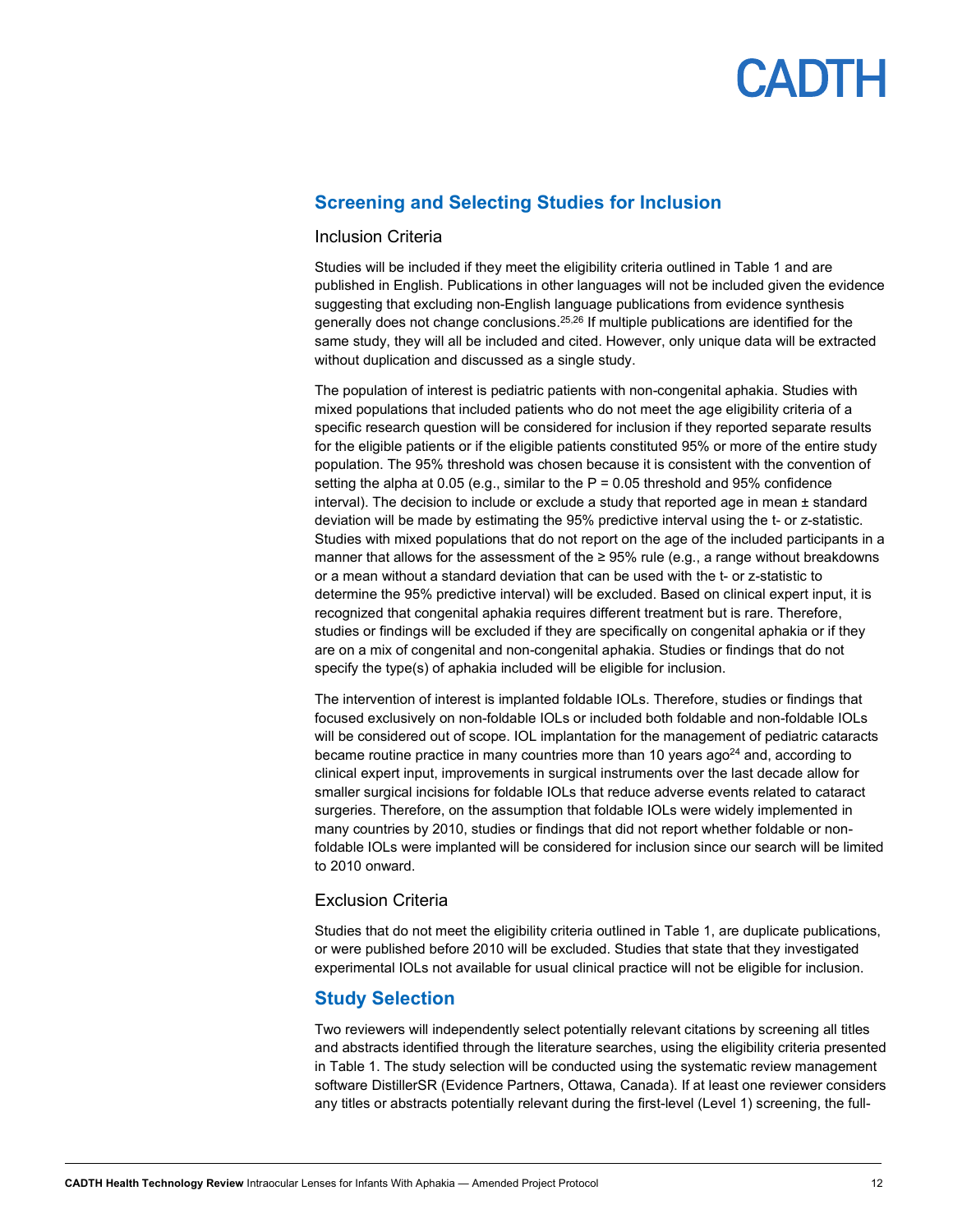## Screening and Selecting Studies for Inclusion

### Inclusion Criteria

Studies will be included if they meet the eligibility criteria outlined in Table 1 and are published in English. Publications in other languages will not be included given the evidence suggesting that excluding non-English language publications from evidence synthesis generally does not change conclusions.[25,26] If multiple publications are identified for the same study, they will all be included and cited. However, only unique data will be extracted without duplication and discussed as a single study.

The population of interest is pediatric patients with non-congenital aphakia. Studies with mixed populations that included patients who do not meet the age eligibility criteria of a specific research question will be considered for inclusion if they reported separate results for the eligible patients or if the eligible patients constituted 95% or more of the entire study population. The 95% threshold was chosen because it is consistent with the convention of setting the alpha at 0.05 (e.g., similar to the P = 0.05 threshold and 95% confidence interval). The decision to include or exclude a study that reported age in mean ± standard deviation will be made by estimating the 95% predictive interval using the t- or z-statistic. Studies with mixed populations that do not report on the age of the included participants in a manner that allows for the assessment of the ≥ 95% rule (e.g., a range without breakdowns or a mean without a standard deviation that can be used with the t- or z-statistic to determine the 95% predictive interval) will be excluded. Based on clinical expert input, it is recognized that congenital aphakia requires different treatment but is rare. Therefore, studies or findings will be excluded if they are specifically on congenital aphakia or if they are on a mix of congenital and non-congenital aphakia. Studies or findings that do not specify the type(s) of aphakia included will be eligible for inclusion.

The intervention of interest is implanted foldable IOLs. Therefore, studies or findings that focused exclusively on non-foldable IOLs or included both foldable and non-foldable IOLs will be considered out of scope. IOL implantation for the management of pediatric cataracts became routine practice in many countries more than 10 years ago[24] and, according to clinical expert input, improvements in surgical instruments over the last decade allow for smaller surgical incisions for foldable IOLs that reduce adverse events related to cataract surgeries. Therefore, on the assumption that foldable IOLs were widely implemented in many countries by 2010, studies or findings that did not report whether foldable or non-foldable IOLs were implanted will be considered for inclusion since our search will be limited to 2010 onward.

### Exclusion Criteria

Studies that do not meet the eligibility criteria outlined in Table 1, are duplicate publications, or were published before 2010 will be excluded. Studies that state that they investigated experimental IOLs not available for usual clinical practice will not be eligible for inclusion.

## Study Selection

Two reviewers will independently select potentially relevant citations by screening all titles and abstracts identified through the literature searches, using the eligibility criteria presented in Table 1. The study selection will be conducted using the systematic review management software DistillerSR (Evidence Partners, Ottawa, Canada). If at least one reviewer considers any titles or abstracts potentially relevant during the first-level (Level 1) screening, the full-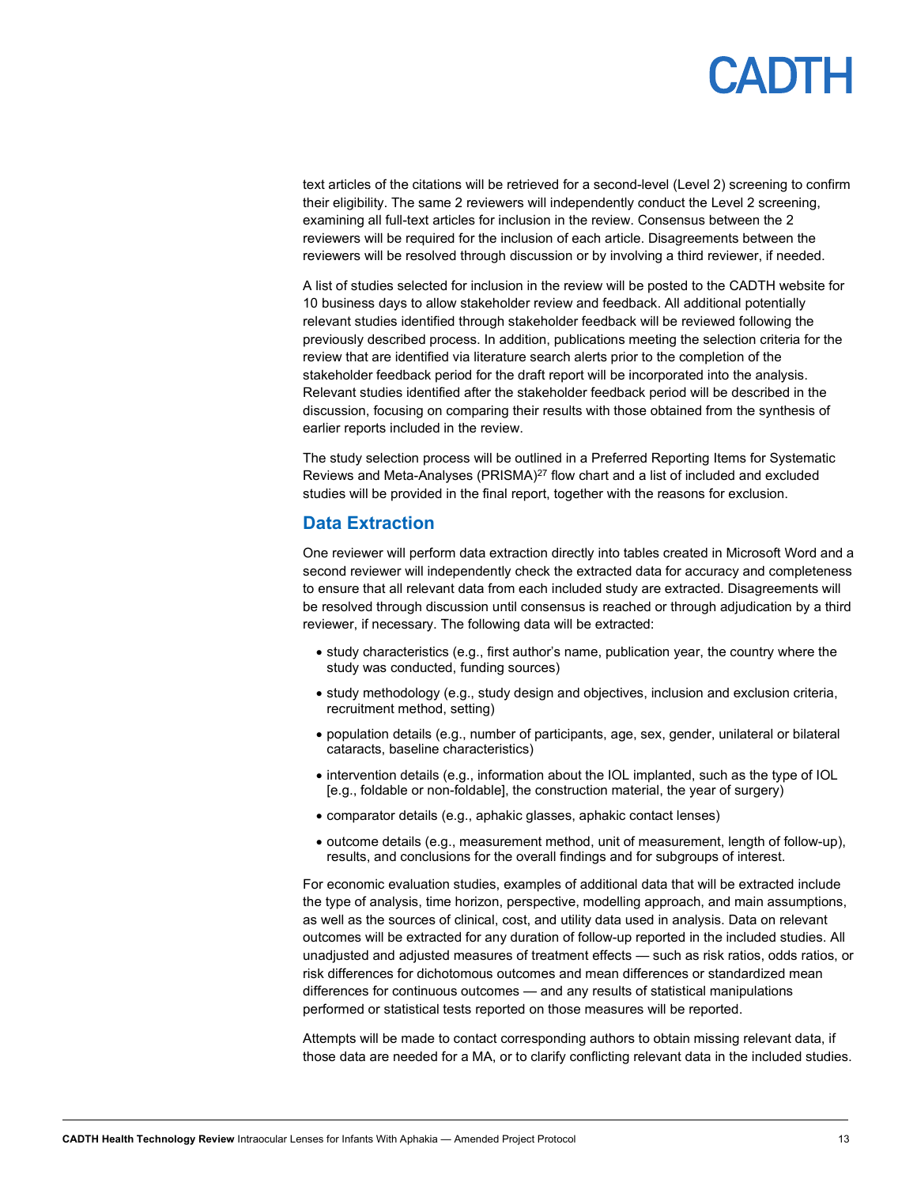text articles of the citations will be retrieved for a second-level (Level 2) screening to confirm their eligibility. The same 2 reviewers will independently conduct the Level 2 screening, examining all full-text articles for inclusion in the review. Consensus between the 2 reviewers will be required for the inclusion of each article. Disagreements between the reviewers will be resolved through discussion or by involving a third reviewer, if needed.

A list of studies selected for inclusion in the review will be posted to the CADTH website for 10 business days to allow stakeholder review and feedback. All additional potentially relevant studies identified through stakeholder feedback will be reviewed following the previously described process. In addition, publications meeting the selection criteria for the review that are identified via literature search alerts prior to the completion of the stakeholder feedback period for the draft report will be incorporated into the analysis. Relevant studies identified after the stakeholder feedback period will be described in the discussion, focusing on comparing their results with those obtained from the synthesis of earlier reports included in the review.

The study selection process will be outlined in a Preferred Reporting Items for Systematic Reviews and Meta-Analyses (PRISMA)[27] flow chart and a list of included and excluded studies will be provided in the final report, together with the reasons for exclusion.

## Data Extraction

One reviewer will perform data extraction directly into tables created in Microsoft Word and a second reviewer will independently check the extracted data for accuracy and completeness to ensure that all relevant data from each included study are extracted. Disagreements will be resolved through discussion until consensus is reached or through adjudication by a third reviewer, if necessary. The following data will be extracted:

- study characteristics (e.g., first author's name, publication year, the country where the study was conducted, funding sources)
- study methodology (e.g., study design and objectives, inclusion and exclusion criteria, recruitment method, setting)
- population details (e.g., number of participants, age, sex, gender, unilateral or bilateral cataracts, baseline characteristics)
- intervention details (e.g., information about the IOL implanted, such as the type of IOL [e.g., foldable or non-foldable], the construction material, the year of surgery)
- comparator details (e.g., aphakic glasses, aphakic contact lenses)
- outcome details (e.g., measurement method, unit of measurement, length of follow-up), results, and conclusions for the overall findings and for subgroups of interest.

For economic evaluation studies, examples of additional data that will be extracted include the type of analysis, time horizon, perspective, modelling approach, and main assumptions, as well as the sources of clinical, cost, and utility data used in analysis. Data on relevant outcomes will be extracted for any duration of follow-up reported in the included studies. All unadjusted and adjusted measures of treatment effects — such as risk ratios, odds ratios, or risk differences for dichotomous outcomes and mean differences or standardized mean differences for continuous outcomes — and any results of statistical manipulations performed or statistical tests reported on those measures will be reported.

Attempts will be made to contact corresponding authors to obtain missing relevant data, if those data are needed for a MA, or to clarify conflicting relevant data in the included studies.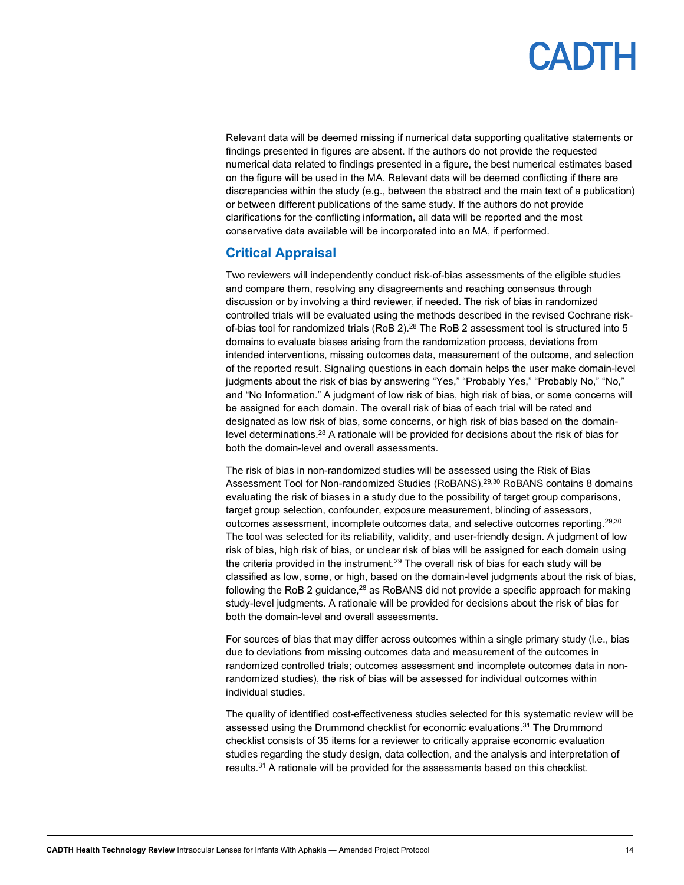Relevant data will be deemed missing if numerical data supporting qualitative statements or findings presented in figures are absent. If the authors do not provide the requested numerical data related to findings presented in a figure, the best numerical estimates based on the figure will be used in the MA. Relevant data will be deemed conflicting if there are discrepancies within the study (e.g., between the abstract and the main text of a publication) or between different publications of the same study. If the authors do not provide clarifications for the conflicting information, all data will be reported and the most conservative data available will be incorporated into an MA, if performed.

## Critical Appraisal

Two reviewers will independently conduct risk-of-bias assessments of the eligible studies and compare them, resolving any disagreements and reaching consensus through discussion or by involving a third reviewer, if needed. The risk of bias in randomized controlled trials will be evaluated using the methods described in the revised Cochrane risk-of-bias tool for randomized trials (RoB 2).[28] The RoB 2 assessment tool is structured into 5 domains to evaluate biases arising from the randomization process, deviations from intended interventions, missing outcomes data, measurement of the outcome, and selection of the reported result. Signaling questions in each domain helps the user make domain-level judgments about the risk of bias by answering "Yes," "Probably Yes," "Probably No," "No," and "No Information." A judgment of low risk of bias, high risk of bias, or some concerns will be assigned for each domain. The overall risk of bias of each trial will be rated and designated as low risk of bias, some concerns, or high risk of bias based on the domain-level determinations.[28] A rationale will be provided for decisions about the risk of bias for both the domain-level and overall assessments.

The risk of bias in non-randomized studies will be assessed using the Risk of Bias Assessment Tool for Non-randomized Studies (RoBANS).[29,30] RoBANS contains 8 domains evaluating the risk of biases in a study due to the possibility of target group comparisons, target group selection, confounder, exposure measurement, blinding of assessors, outcomes assessment, incomplete outcomes data, and selective outcomes reporting.[29,30] The tool was selected for its reliability, validity, and user-friendly design. A judgment of low risk of bias, high risk of bias, or unclear risk of bias will be assigned for each domain using the criteria provided in the instrument.[29] The overall risk of bias for each study will be classified as low, some, or high, based on the domain-level judgments about the risk of bias, following the RoB 2 guidance,[28] as RoBANS did not provide a specific approach for making study-level judgments. A rationale will be provided for decisions about the risk of bias for both the domain-level and overall assessments.

For sources of bias that may differ across outcomes within a single primary study (i.e., bias due to deviations from missing outcomes data and measurement of the outcomes in randomized controlled trials; outcomes assessment and incomplete outcomes data in non-randomized studies), the risk of bias will be assessed for individual outcomes within individual studies.

The quality of identified cost-effectiveness studies selected for this systematic review will be assessed using the Drummond checklist for economic evaluations.[31] The Drummond checklist consists of 35 items for a reviewer to critically appraise economic evaluation studies regarding the study design, data collection, and the analysis and interpretation of results.[31] A rationale will be provided for the assessments based on this checklist.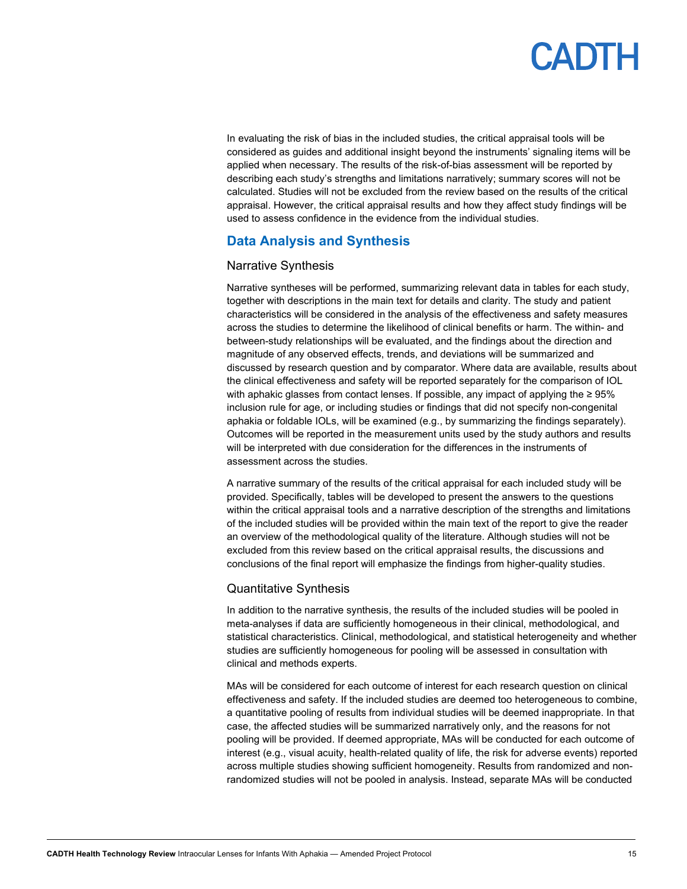In evaluating the risk of bias in the included studies, the critical appraisal tools will be considered as guides and additional insight beyond the instruments' signaling items will be applied when necessary. The results of the risk-of-bias assessment will be reported by describing each study's strengths and limitations narratively; summary scores will not be calculated. Studies will not be excluded from the review based on the results of the critical appraisal. However, the critical appraisal results and how they affect study findings will be used to assess confidence in the evidence from the individual studies.

## Data Analysis and Synthesis

### Narrative Synthesis

Narrative syntheses will be performed, summarizing relevant data in tables for each study, together with descriptions in the main text for details and clarity. The study and patient characteristics will be considered in the analysis of the effectiveness and safety measures across the studies to determine the likelihood of clinical benefits or harm. The within- and between-study relationships will be evaluated, and the findings about the direction and magnitude of any observed effects, trends, and deviations will be summarized and discussed by research question and by comparator. Where data are available, results about the clinical effectiveness and safety will be reported separately for the comparison of IOL with aphakic glasses from contact lenses. If possible, any impact of applying the ≥ 95% inclusion rule for age, or including studies or findings that did not specify non-congenital aphakia or foldable IOLs, will be examined (e.g., by summarizing the findings separately). Outcomes will be reported in the measurement units used by the study authors and results will be interpreted with due consideration for the differences in the instruments of assessment across the studies.

A narrative summary of the results of the critical appraisal for each included study will be provided. Specifically, tables will be developed to present the answers to the questions within the critical appraisal tools and a narrative description of the strengths and limitations of the included studies will be provided within the main text of the report to give the reader an overview of the methodological quality of the literature. Although studies will not be excluded from this review based on the critical appraisal results, the discussions and conclusions of the final report will emphasize the findings from higher-quality studies.

### Quantitative Synthesis

In addition to the narrative synthesis, the results of the included studies will be pooled in meta-analyses if data are sufficiently homogeneous in their clinical, methodological, and statistical characteristics. Clinical, methodological, and statistical heterogeneity and whether studies are sufficiently homogeneous for pooling will be assessed in consultation with clinical and methods experts.

MAs will be considered for each outcome of interest for each research question on clinical effectiveness and safety. If the included studies are deemed too heterogeneous to combine, a quantitative pooling of results from individual studies will be deemed inappropriate. In that case, the affected studies will be summarized narratively only, and the reasons for not pooling will be provided. If deemed appropriate, MAs will be conducted for each outcome of interest (e.g., visual acuity, health-related quality of life, the risk for adverse events) reported across multiple studies showing sufficient homogeneity. Results from randomized and non-randomized studies will not be pooled in analysis. Instead, separate MAs will be conducted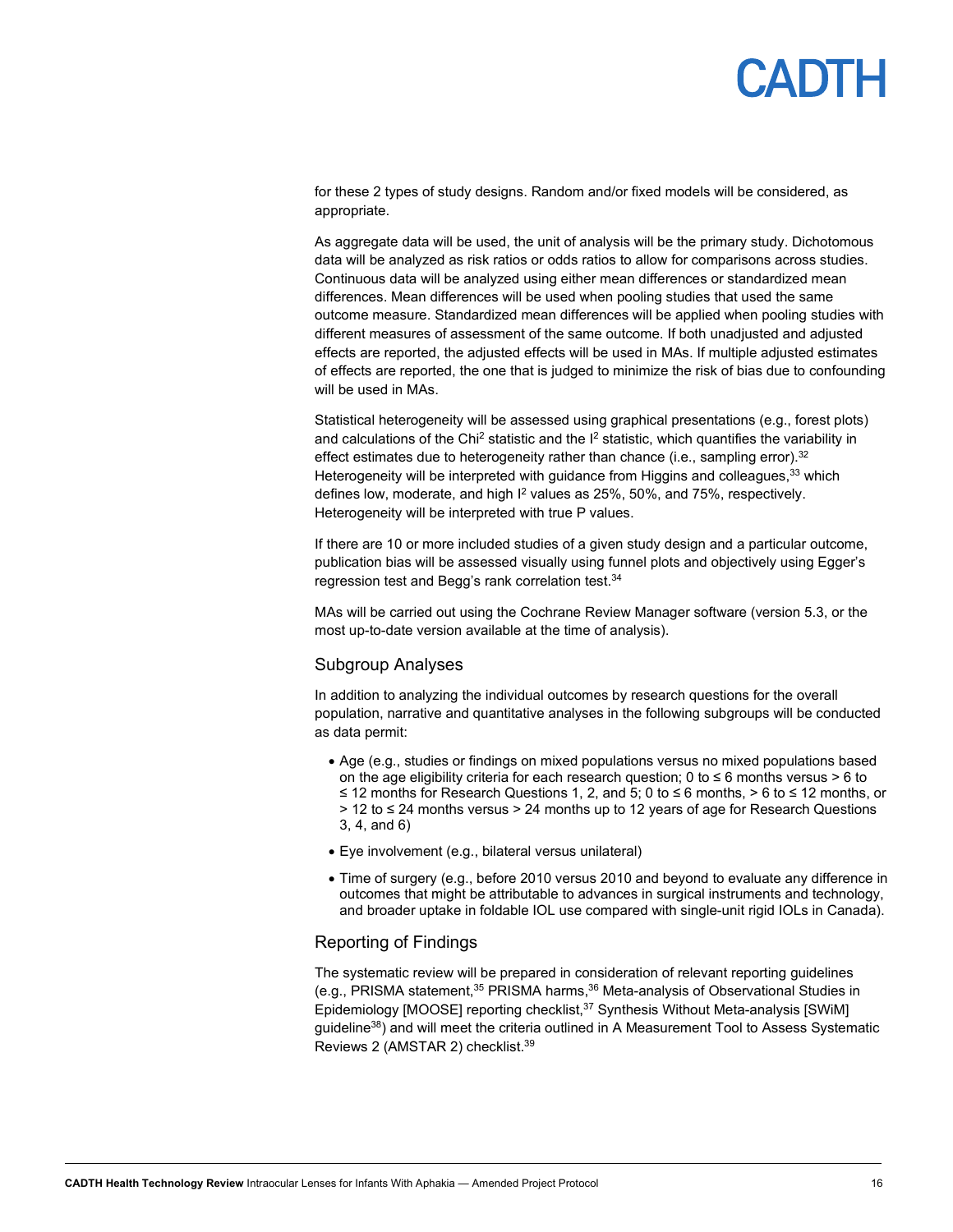for these 2 types of study designs. Random and/or fixed models will be considered, as appropriate.

As aggregate data will be used, the unit of analysis will be the primary study. Dichotomous data will be analyzed as risk ratios or odds ratios to allow for comparisons across studies. Continuous data will be analyzed using either mean differences or standardized mean differences. Mean differences will be used when pooling studies that used the same outcome measure. Standardized mean differences will be applied when pooling studies with different measures of assessment of the same outcome. If both unadjusted and adjusted effects are reported, the adjusted effects will be used in MAs. If multiple adjusted estimates of effects are reported, the one that is judged to minimize the risk of bias due to confounding will be used in MAs.

Statistical heterogeneity will be assessed using graphical presentations (e.g., forest plots) and calculations of the $Chi^2$ statistic and the $I^2$ statistic, which quantifies the variability in effect estimates due to heterogeneity rather than chance (i.e., sampling error).[32] Heterogeneity will be interpreted with guidance from Higgins and colleagues,[33] which defines low, moderate, and high $I^2$ values as 25%, 50%, and 75%, respectively. Heterogeneity will be interpreted with true P values.

If there are 10 or more included studies of a given study design and a particular outcome, publication bias will be assessed visually using funnel plots and objectively using Egger's regression test and Begg's rank correlation test.[34]

MAs will be carried out using the Cochrane Review Manager software (version 5.3, or the most up-to-date version available at the time of analysis).

### Subgroup Analyses

In addition to analyzing the individual outcomes by research questions for the overall population, narrative and quantitative analyses in the following subgroups will be conducted as data permit:

- Age (e.g., studies or findings on mixed populations versus no mixed populations based on the age eligibility criteria for each research question; 0 to ≤ 6 months versus > 6 to ≤ 12 months for Research Questions 1, 2, and 5; 0 to ≤ 6 months, > 6 to ≤ 12 months, or > 12 to ≤ 24 months versus > 24 months up to 12 years of age for Research Questions 3, 4, and 6)
- Eye involvement (e.g., bilateral versus unilateral)
- Time of surgery (e.g., before 2010 versus 2010 and beyond to evaluate any difference in outcomes that might be attributable to advances in surgical instruments and technology, and broader uptake in foldable IOL use compared with single-unit rigid IOLs in Canada).

### Reporting of Findings

The systematic review will be prepared in consideration of relevant reporting guidelines (e.g., PRISMA statement,[35] PRISMA harms,[36] Meta-analysis of Observational Studies in Epidemiology [MOOSE] reporting checklist,[37] Synthesis Without Meta-analysis [SWiM] guideline[38]) and will meet the criteria outlined in A Measurement Tool to Assess Systematic Reviews 2 (AMSTAR 2) checklist.[39]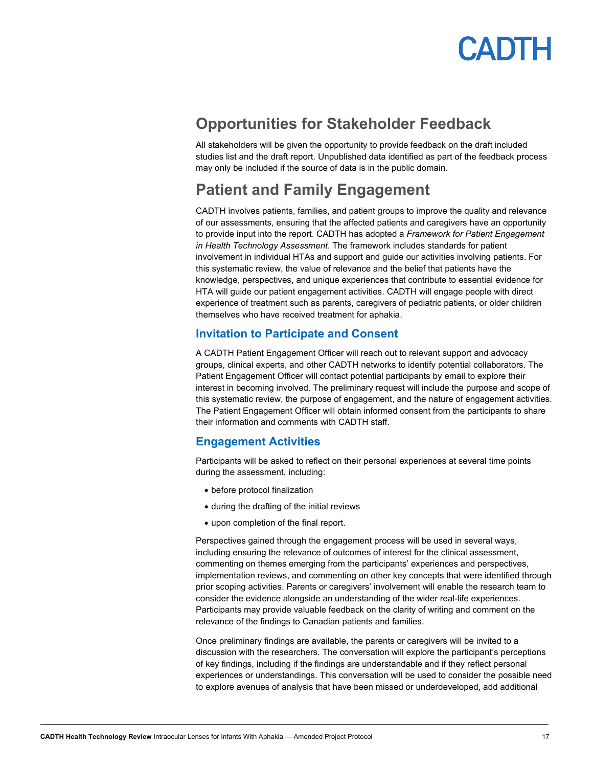## Opportunities for Stakeholder Feedback

All stakeholders will be given the opportunity to provide feedback on the draft included studies list and the draft report. Unpublished data identified as part of the feedback process may only be included if the source of data is in the public domain.

## Patient and Family Engagement

CADTH involves patients, families, and patient groups to improve the quality and relevance of our assessments, ensuring that the affected patients and caregivers have an opportunity to provide input into the report. CADTH has adopted a *Framework for Patient Engagement in Health Technology Assessment*. The framework includes standards for patient involvement in individual HTAs and support and guide our activities involving patients. For this systematic review, the value of relevance and the belief that patients have the knowledge, perspectives, and unique experiences that contribute to essential evidence for HTA will guide our patient engagement activities. CADTH will engage people with direct experience of treatment such as parents, caregivers of pediatric patients, or older children themselves who have received treatment for aphakia.

### Invitation to Participate and Consent

A CADTH Patient Engagement Officer will reach out to relevant support and advocacy groups, clinical experts, and other CADTH networks to identify potential collaborators. The Patient Engagement Officer will contact potential participants by email to explore their interest in becoming involved. The preliminary request will include the purpose and scope of this systematic review, the purpose of engagement, and the nature of engagement activities. The Patient Engagement Officer will obtain informed consent from the participants to share their information and comments with CADTH staff.

### Engagement Activities

Participants will be asked to reflect on their personal experiences at several time points during the assessment, including:

- before protocol finalization
- during the drafting of the initial reviews
- upon completion of the final report.

Perspectives gained through the engagement process will be used in several ways, including ensuring the relevance of outcomes of interest for the clinical assessment, commenting on themes emerging from the participants' experiences and perspectives, implementation reviews, and commenting on other key concepts that were identified through prior scoping activities. Parents or caregivers' involvement will enable the research team to consider the evidence alongside an understanding of the wider real-life experiences. Participants may provide valuable feedback on the clarity of writing and comment on the relevance of the findings to Canadian patients and families.

Once preliminary findings are available, the parents or caregivers will be invited to a discussion with the researchers. The conversation will explore the participant's perceptions of key findings, including if the findings are understandable and if they reflect personal experiences or understandings. This conversation will be used to consider the possible need to explore avenues of analysis that have been missed or underdeveloped, add additional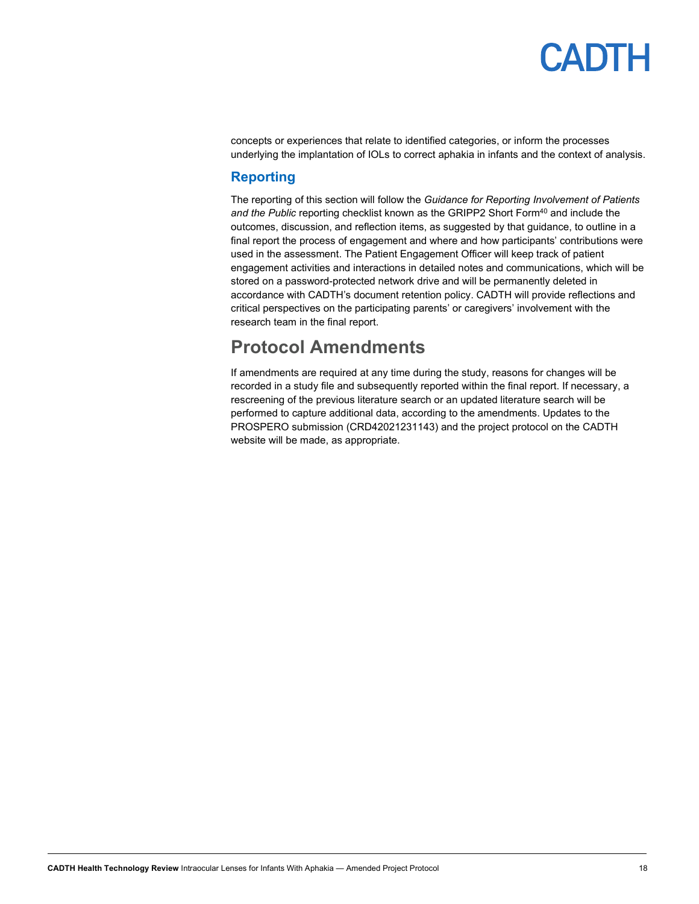concepts or experiences that relate to identified categories, or inform the processes underlying the implantation of IOLs to correct aphakia in infants and the context of analysis.

### Reporting

The reporting of this section will follow the *Guidance for Reporting Involvement of Patients and the Public* reporting checklist known as the GRIPP2 Short Form[40] and include the outcomes, discussion, and reflection items, as suggested by that guidance, to outline in a final report the process of engagement and where and how participants' contributions were used in the assessment. The Patient Engagement Officer will keep track of patient engagement activities and interactions in detailed notes and communications, which will be stored on a password-protected network drive and will be permanently deleted in accordance with CADTH's document retention policy. CADTH will provide reflections and critical perspectives on the participating parents' or caregivers' involvement with the research team in the final report.

## Protocol Amendments

If amendments are required at any time during the study, reasons for changes will be recorded in a study file and subsequently reported within the final report. If necessary, a rescreening of the previous literature search or an updated literature search will be performed to capture additional data, according to the amendments. Updates to the PROSPERO submission (CRD42021231143) and the project protocol on the CADTH website will be made, as appropriate.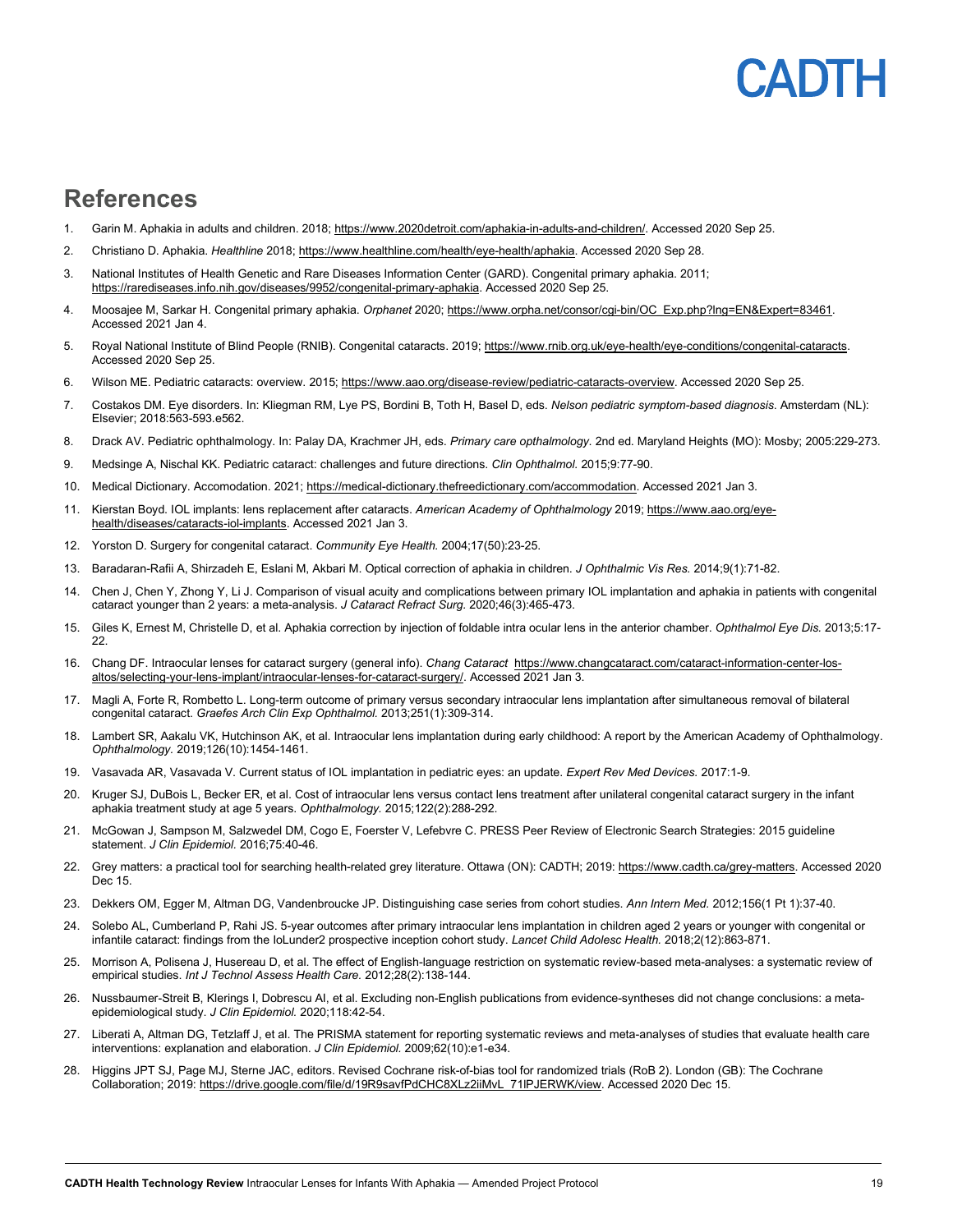## References

1. Garin M. Aphakia in adults and children. 2018; https://www.2020detroit.com/aphakia-in-adults-and-children/. Accessed 2020 Sep 25.
2. Christiano D. Aphakia. *Healthline* 2018; https://www.healthline.com/health/eye-health/aphakia. Accessed 2020 Sep 28.
3. National Institutes of Health Genetic and Rare Diseases Information Center (GARD). Congenital primary aphakia. 2011; https://rarediseases.info.nih.gov/diseases/9952/congenital-primary-aphakia. Accessed 2020 Sep 25.
4. Moosajee M, Sarkar H. Congenital primary aphakia. *Orphanet* 2020; https://www.orpha.net/consor/cgi-bin/OC_Exp.php?lng=EN&Expert=83461. Accessed 2021 Jan 4.
5. Royal National Institute of Blind People (RNIB). Congenital cataracts. 2019; https://www.rnib.org.uk/eye-health/eye-conditions/congenital-cataracts. Accessed 2020 Sep 25.
6. Wilson ME. Pediatric cataracts: overview. 2015; https://www.aao.org/disease-review/pediatric-cataracts-overview. Accessed 2020 Sep 25.
7. Costakos DM. Eye disorders. In: Kliegman RM, Lye PS, Bordini B, Toth H, Basel D, eds. *Nelson pediatric symptom-based diagnosis*. Amsterdam (NL): Elsevier; 2018:563-593.e562.
8. Drack AV. Pediatric ophthalmology. In: Palay DA, Krachmer JH, eds. *Primary care opthalmology*. 2nd ed. Maryland Heights (MO): Mosby; 2005:229-273.
9. Medsinge A, Nischal KK. Pediatric cataract: challenges and future directions. *Clin Ophthalmol.* 2015;9:77-90.
10. Medical Dictionary. Accomodation. 2021; https://medical-dictionary.thefreedictionary.com/accommodation. Accessed 2021 Jan 3.
11. Kierstan Boyd. IOL implants: lens replacement after cataracts. *American Academy of Ophthalmology* 2019; https://www.aao.org/eye-health/diseases/cataracts-iol-implants. Accessed 2021 Jan 3.
12. Yorston D. Surgery for congenital cataract. *Community Eye Health.* 2004;17(50):23-25.
13. Baradaran-Rafii A, Shirzadeh E, Eslani M, Akbari M. Optical correction of aphakia in children. *J Ophthalmic Vis Res.* 2014;9(1):71-82.
14. Chen J, Chen Y, Zhong Y, Li J. Comparison of visual acuity and complications between primary IOL implantation and aphakia in patients with congenital cataract younger than 2 years: a meta-analysis. *J Cataract Refract Surg.* 2020;46(3):465-473.
15. Giles K, Ernest M, Christelle D, et al. Aphakia correction by injection of foldable intra ocular lens in the anterior chamber. *Ophthalmol Eye Dis.* 2013;5:17-22.
16. Chang DF. Intraocular lenses for cataract surgery (general info). *Chang Cataract* https://www.changcataract.com/cataract-information-center-los-altos/selecting-your-lens-implant/intraocular-lenses-for-cataract-surgery/. Accessed 2021 Jan 3.
17. Magli A, Forte R, Rombetto L. Long-term outcome of primary versus secondary intraocular lens implantation after simultaneous removal of bilateral congenital cataract. *Graefes Arch Clin Exp Ophthalmol.* 2013;251(1):309-314.
18. Lambert SR, Aakalu VK, Hutchinson AK, et al. Intraocular lens implantation during early childhood: A report by the American Academy of Ophthalmology. *Ophthalmology.* 2019;126(10):1454-1461.
19. Vasavada AR, Vasavada V. Current status of IOL implantation in pediatric eyes: an update. *Expert Rev Med Devices.* 2017:1-9.
20. Kruger SJ, DuBois L, Becker ER, et al. Cost of intraocular lens versus contact lens treatment after unilateral congenital cataract surgery in the infant aphakia treatment study at age 5 years. *Ophthalmology.* 2015;122(2):288-292.
21. McGowan J, Sampson M, Salzwedel DM, Cogo E, Foerster V, Lefebvre C. PRESS Peer Review of Electronic Search Strategies: 2015 guideline statement. *J Clin Epidemiol.* 2016;75:40-46.
22. Grey matters: a practical tool for searching health-related grey literature. Ottawa (ON): CADTH; 2019: https://www.cadth.ca/grey-matters. Accessed 2020 Dec 15.
23. Dekkers OM, Egger M, Altman DG, Vandenbroucke JP. Distinguishing case series from cohort studies. *Ann Intern Med.* 2012;156(1 Pt 1):37-40.
24. Solebo AL, Cumberland P, Rahi JS. 5-year outcomes after primary intraocular lens implantation in children aged 2 years or younger with congenital or infantile cataract: findings from the IoLunder2 prospective inception cohort study. *Lancet Child Adolesc Health.* 2018;2(12):863-871.
25. Morrison A, Polisena J, Husereau D, et al. The effect of English-language restriction on systematic review-based meta-analyses: a systematic review of empirical studies. *Int J Technol Assess Health Care.* 2012;28(2):138-144.
26. Nussbaumer-Streit B, Klerings I, Dobrescu AI, et al. Excluding non-English publications from evidence-syntheses did not change conclusions: a meta-epidemiological study. *J Clin Epidemiol.* 2020;118:42-54.
27. Liberati A, Altman DG, Tetzlaff J, et al. The PRISMA statement for reporting systematic reviews and meta-analyses of studies that evaluate health care interventions: explanation and elaboration. *J Clin Epidemiol.* 2009;62(10):e1-e34.
28. Higgins JPT SJ, Page MJ, Sterne JAC, editors. Revised Cochrane risk-of-bias tool for randomized trials (RoB 2). London (GB): The Cochrane Collaboration; 2019: https://drive.google.com/file/d/19R9savfPdCHC8XLz2iiMvL_71lPJERWK/view. Accessed 2020 Dec 15.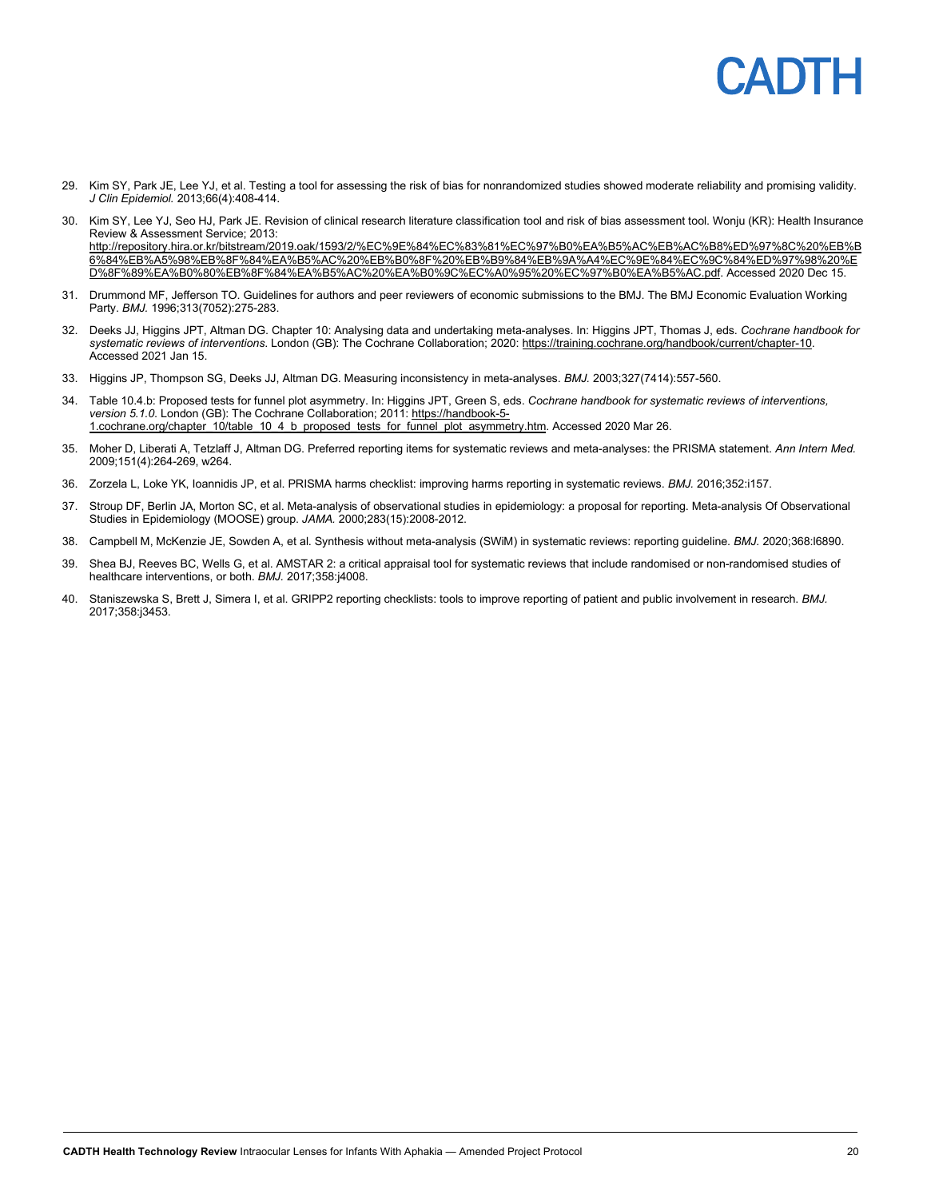29. Kim SY, Park JE, Lee YJ, et al. Testing a tool for assessing the risk of bias for nonrandomized studies showed moderate reliability and promising validity. *J Clin Epidemiol.* 2013;66(4):408-414.

30. Kim SY, Lee YJ, Seo HJ, Park JE. Revision of clinical research literature classification tool and risk of bias assessment tool. Wonju (KR): Health Insurance Review & Assessment Service; 2013: http://repository.hira.or.kr/bitstream/2019.oak/1593/2/%EC%9E%84%EC%83%81%EC%97%B0%EA%B5%AC%EB%AC%B8%ED%97%8C%20%EB%B6%84%EB%A5%98%EB%8F%84%EA%B5%AC%20%EB%B0%8F%20%EB%B9%84%EB%9A%A4%EC%9E%84%EC%9C%84%ED%97%98%20%ED%8F%89%EA%B0%80%EB%8F%84%EA%B5%AC%20%EA%B0%9C%EC%A0%95%20%EC%97%B0%EA%B5%AC.pdf. Accessed 2020 Dec 15.

31. Drummond MF, Jefferson TO. Guidelines for authors and peer reviewers of economic submissions to the BMJ. The BMJ Economic Evaluation Working Party. *BMJ.* 1996;313(7052):275-283.

32. Deeks JJ, Higgins JPT, Altman DG. Chapter 10: Analysing data and undertaking meta-analyses. In: Higgins JPT, Thomas J, eds. *Cochrane handbook for systematic reviews of interventions*. London (GB): The Cochrane Collaboration; 2020: https://training.cochrane.org/handbook/current/chapter-10. Accessed 2021 Jan 15.

33. Higgins JP, Thompson SG, Deeks JJ, Altman DG. Measuring inconsistency in meta-analyses. *BMJ.* 2003;327(7414):557-560.

34. Table 10.4.b: Proposed tests for funnel plot asymmetry. In: Higgins JPT, Green S, eds. *Cochrane handbook for systematic reviews of interventions, version 5.1.0*. London (GB): The Cochrane Collaboration; 2011: https://handbook-5-1.cochrane.org/chapter_10/table_10_4_b_proposed_tests_for_funnel_plot_asymmetry.htm. Accessed 2020 Mar 26.

35. Moher D, Liberati A, Tetzlaff J, Altman DG. Preferred reporting items for systematic reviews and meta-analyses: the PRISMA statement. *Ann Intern Med.* 2009;151(4):264-269, w264.

36. Zorzela L, Loke YK, Ioannidis JP, et al. PRISMA harms checklist: improving harms reporting in systematic reviews. *BMJ.* 2016;352:i157.

37. Stroup DF, Berlin JA, Morton SC, et al. Meta-analysis of observational studies in epidemiology: a proposal for reporting. Meta-analysis Of Observational Studies in Epidemiology (MOOSE) group. *JAMA.* 2000;283(15):2008-2012.

38. Campbell M, McKenzie JE, Sowden A, et al. Synthesis without meta-analysis (SWiM) in systematic reviews: reporting guideline. *BMJ.* 2020;368:l6890.

39. Shea BJ, Reeves BC, Wells G, et al. AMSTAR 2: a critical appraisal tool for systematic reviews that include randomised or non-randomised studies of healthcare interventions, or both. *BMJ.* 2017;358:j4008.

40. Staniszewska S, Brett J, Simera I, et al. GRIPP2 reporting checklists: tools to improve reporting of patient and public involvement in research. *BMJ.* 2017;358:j3453.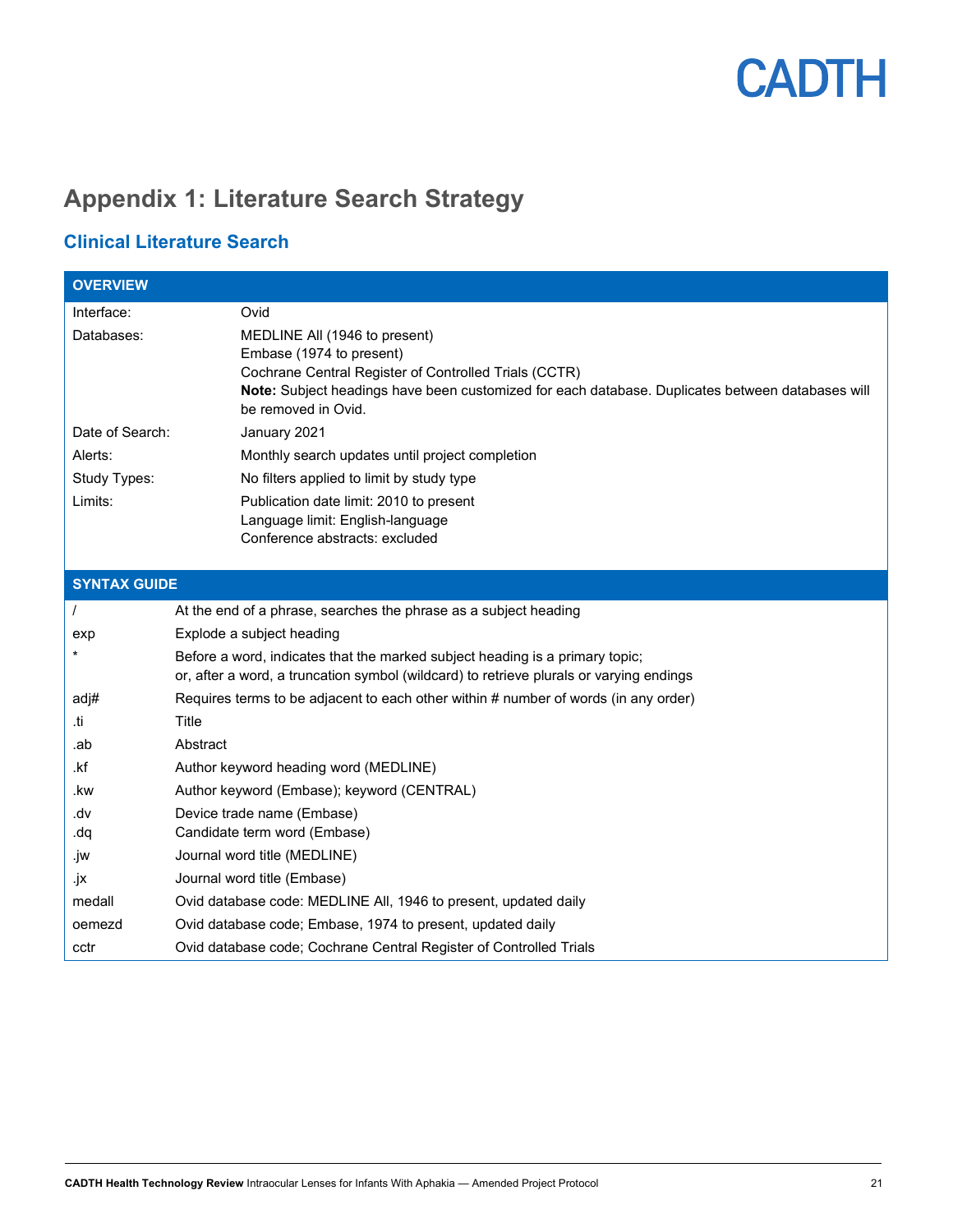# Appendix 1: Literature Search Strategy

## Clinical Literature Search

| OVERVIEW | |
|---|---|
| Interface: | Ovid |
| Databases: | MEDLINE All (1946 to present)<br>Embase (1974 to present)<br>Cochrane Central Register of Controlled Trials (CCTR)<br>**Note:** Subject headings have been customized for each database. Duplicates between databases will be removed in Ovid. |
| Date of Search: | January 2021 |
| Alerts: | Monthly search updates until project completion |
| Study Types: | No filters applied to limit by study type |
| Limits: | Publication date limit: 2010 to present<br>Language limit: English-language<br>Conference abstracts: excluded |

| SYNTAX GUIDE | |
|---|---|
| / | At the end of a phrase, searches the phrase as a subject heading |
| exp | Explode a subject heading |
| * | Before a word, indicates that the marked subject heading is a primary topic;<br>or, after a word, a truncation symbol (wildcard) to retrieve plurals or varying endings |
| adj# | Requires terms to be adjacent to each other within # number of words (in any order) |
| .ti | Title |
| .ab | Abstract |
| .kf | Author keyword heading word (MEDLINE) |
| .kw | Author keyword (Embase); keyword (CENTRAL) |
| .dv | Device trade name (Embase) |
| .dq | Candidate term word (Embase) |
| .jw | Journal word title (MEDLINE) |
| .jx | Journal word title (Embase) |
| medall | Ovid database code: MEDLINE All, 1946 to present, updated daily |
| oemezd | Ovid database code; Embase, 1974 to present, updated daily |
| cctr | Ovid database code; Cochrane Central Register of Controlled Trials |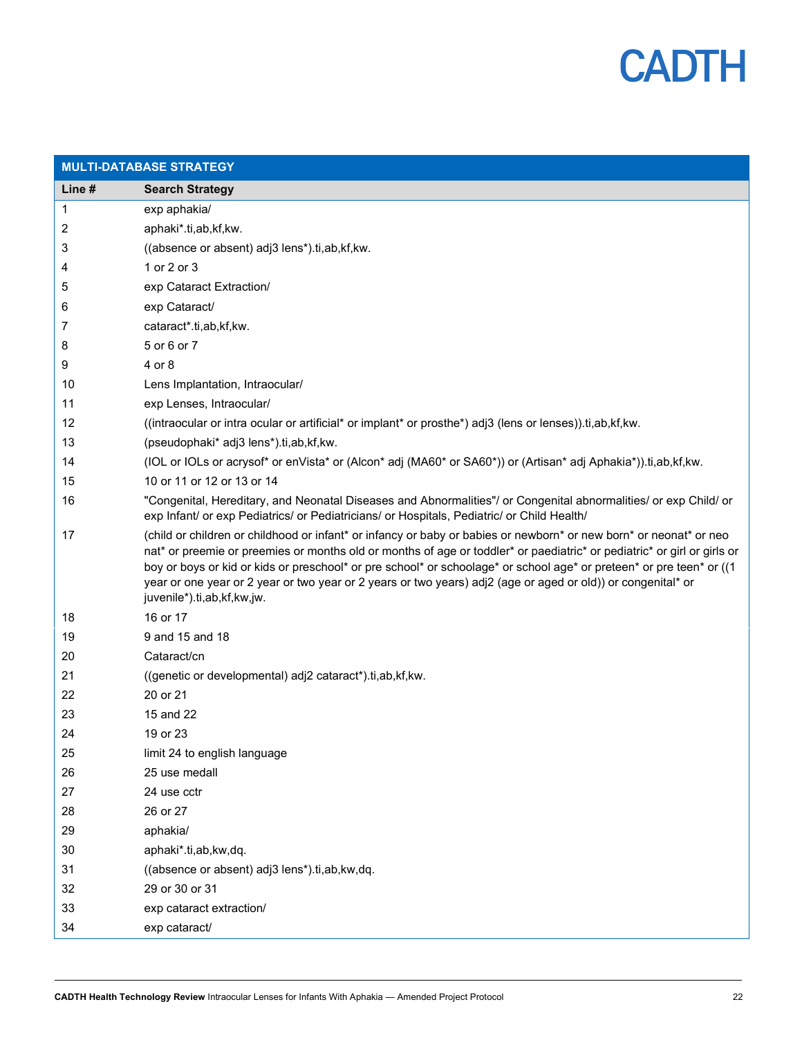| MULTI-DATABASE STRATEGY | |
|---|---|
| **Line #** | **Search Strategy** |
| 1 | exp aphakia/ |
| 2 | aphaki*.ti,ab,kf,kw. |
| 3 | ((absence or absent) adj3 lens*).ti,ab,kf,kw. |
| 4 | 1 or 2 or 3 |
| 5 | exp Cataract Extraction/ |
| 6 | exp Cataract/ |
| 7 | cataract*.ti,ab,kf,kw. |
| 8 | 5 or 6 or 7 |
| 9 | 4 or 8 |
| 10 | Lens Implantation, Intraocular/ |
| 11 | exp Lenses, Intraocular/ |
| 12 | ((intraocular or intra ocular or artificial* or implant* or prosthe*) adj3 (lens or lenses)).ti,ab,kf,kw. |
| 13 | (pseudophaki* adj3 lens*).ti,ab,kf,kw. |
| 14 | (IOL or IOLs or acrysof* or enVista* or (Alcon* adj (MA60* or SA60*)) or (Artisan* adj Aphakia*)).ti,ab,kf,kw. |
| 15 | 10 or 11 or 12 or 13 or 14 |
| 16 | "Congenital, Hereditary, and Neonatal Diseases and Abnormalities"/ or Congenital abnormalities/ or exp Child/ or exp Infant/ or exp Pediatrics/ or Pediatricians/ or Hospitals, Pediatric/ or Child Health/ |
| 17 | (child or children or childhood or infant* or infancy or baby or babies or newborn* or new born* or neonat* or neo nat* or preemie or preemies or months old or months of age or toddler* or paediatric* or pediatric* or girl or girls or boy or boys or kid or kids or preschool* or pre school* or schoolage* or school age* or preteen* or pre teen* or ((1 year or one year or 2 year or two year or 2 years or two years) adj2 (age or aged or old)) or congenital* or juvenile*).ti,ab,kf,kw,jw. |
| 18 | 16 or 17 |
| 19 | 9 and 15 and 18 |
| 20 | Cataract/cn |
| 21 | ((genetic or developmental) adj2 cataract*).ti,ab,kf,kw. |
| 22 | 20 or 21 |
| 23 | 15 and 22 |
| 24 | 19 or 23 |
| 25 | limit 24 to english language |
| 26 | 25 use medall |
| 27 | 24 use cctr |
| 28 | 26 or 27 |
| 29 | aphakia/ |
| 30 | aphaki*.ti,ab,kw,dq. |
| 31 | ((absence or absent) adj3 lens*).ti,ab,kw,dq. |
| 32 | 29 or 30 or 31 |
| 33 | exp cataract extraction/ |
| 34 | exp cataract/ |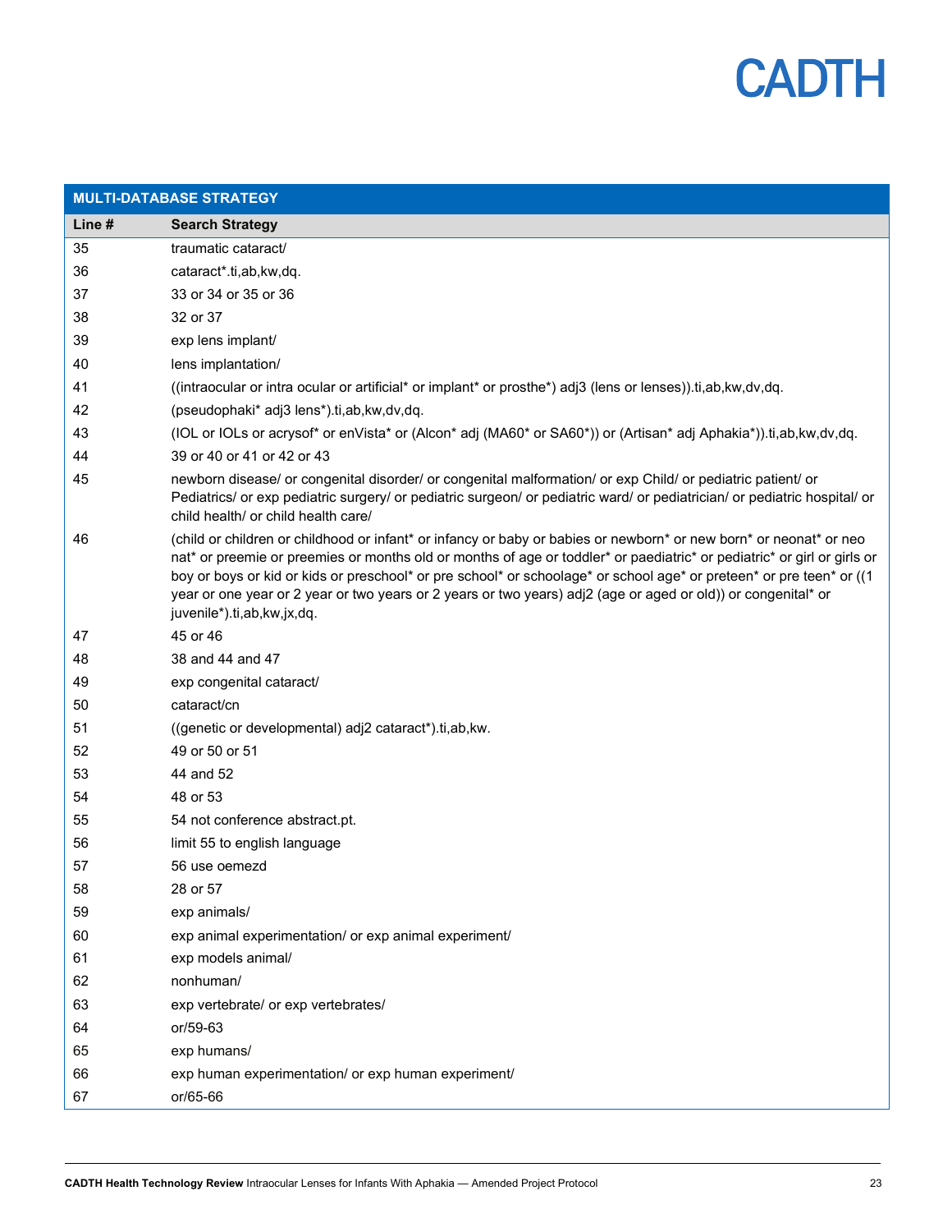| MULTI-DATABASE STRATEGY | |
|---|---|
| **Line #** | **Search Strategy** |
| 35 | traumatic cataract/ |
| 36 | cataract*.ti,ab,kw,dq. |
| 37 | 33 or 34 or 35 or 36 |
| 38 | 32 or 37 |
| 39 | exp lens implant/ |
| 40 | lens implantation/ |
| 41 | ((intraocular or intra ocular or artificial* or implant* or prosthe*) adj3 (lens or lenses)).ti,ab,kw,dv,dq. |
| 42 | (pseudophaki* adj3 lens*).ti,ab,kw,dv,dq. |
| 43 | (IOL or IOLs or acrysof* or enVista* or (Alcon* adj (MA60* or SA60*)) or (Artisan* adj Aphakia*)).ti,ab,kw,dv,dq. |
| 44 | 39 or 40 or 41 or 42 or 43 |
| 45 | newborn disease/ or congenital disorder/ or congenital malformation/ or exp Child/ or pediatric patient/ or Pediatrics/ or exp pediatric surgery/ or pediatric surgeon/ or pediatric ward/ or pediatrician/ or pediatric hospital/ or child health/ or child health care/ |
| 46 | (child or children or childhood or infant* or infancy or baby or babies or newborn* or new born* or neonat* or neo nat* or preemie or preemies or months old or months of age or toddler* or paediatric* or pediatric* or girl or girls or boy or boys or kid or kids or preschool* or pre school* or schoolage* or school age* or preteen* or pre teen* or ((1 year or one year or 2 year or two years or 2 years or two years) adj2 (age or aged or old)) or congenital* or juvenile*).ti,ab,kw,jx,dq. |
| 47 | 45 or 46 |
| 48 | 38 and 44 and 47 |
| 49 | exp congenital cataract/ |
| 50 | cataract/cn |
| 51 | ((genetic or developmental) adj2 cataract*).ti,ab,kw. |
| 52 | 49 or 50 or 51 |
| 53 | 44 and 52 |
| 54 | 48 or 53 |
| 55 | 54 not conference abstract.pt. |
| 56 | limit 55 to english language |
| 57 | 56 use oemezd |
| 58 | 28 or 57 |
| 59 | exp animals/ |
| 60 | exp animal experimentation/ or exp animal experiment/ |
| 61 | exp models animal/ |
| 62 | nonhuman/ |
| 63 | exp vertebrate/ or exp vertebrates/ |
| 64 | or/59-63 |
| 65 | exp humans/ |
| 66 | exp human experimentation/ or exp human experiment/ |
| 67 | or/65-66 |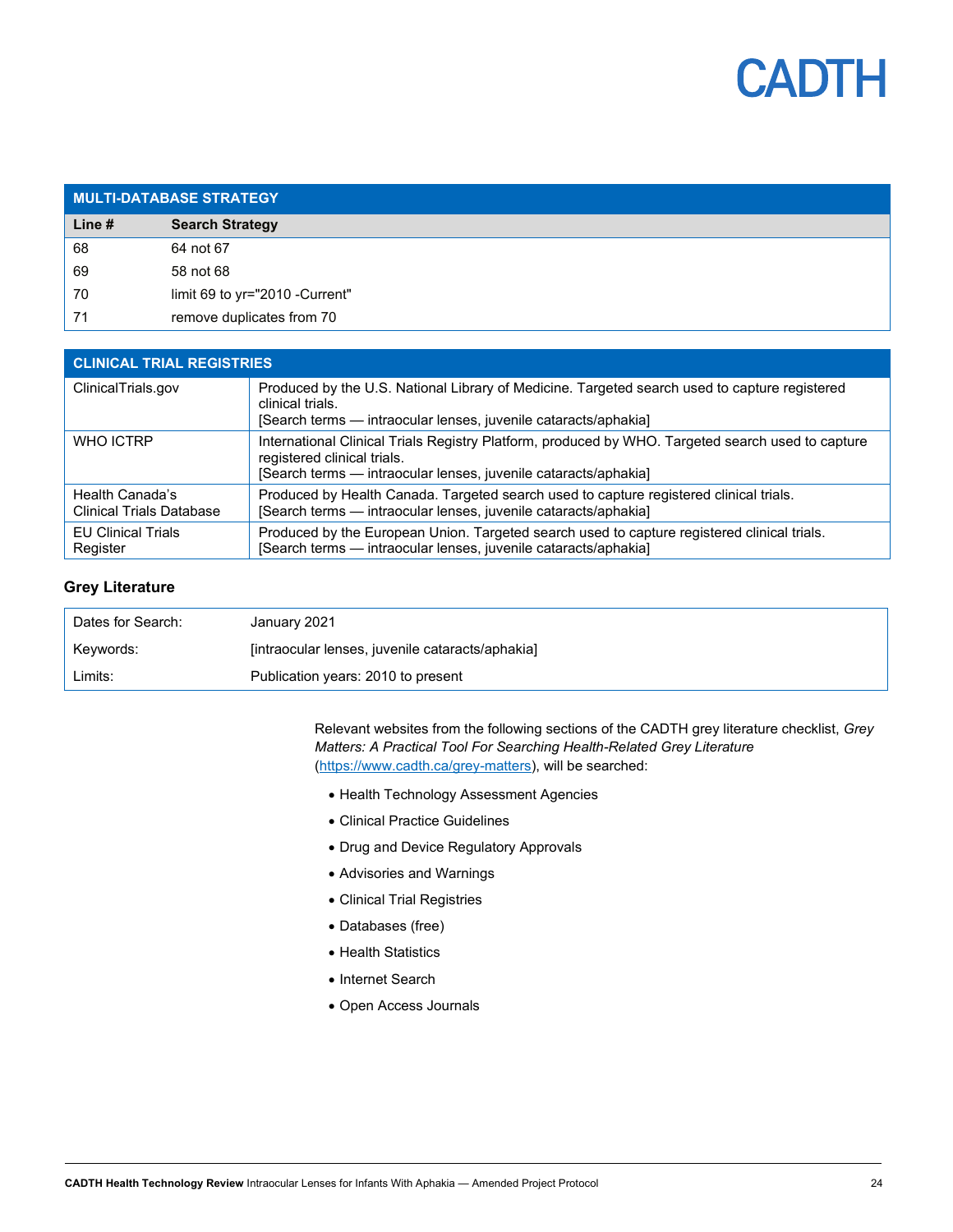| MULTI-DATABASE STRATEGY | |
|---|---|
| **Line #** | **Search Strategy** |
| 68 | 64 not 67 |
| 69 | 58 not 68 |
| 70 | limit 69 to yr="2010 -Current" |
| 71 | remove duplicates from 70 |

| CLINICAL TRIAL REGISTRIES | |
|---|---|
| ClinicalTrials.gov | Produced by the U.S. National Library of Medicine. Targeted search used to capture registered clinical trials. [Search terms — intraocular lenses, juvenile cataracts/aphakia] |
| WHO ICTRP | International Clinical Trials Registry Platform, produced by WHO. Targeted search used to capture registered clinical trials. [Search terms — intraocular lenses, juvenile cataracts/aphakia] |
| Health Canada's Clinical Trials Database | Produced by Health Canada. Targeted search used to capture registered clinical trials. [Search terms — intraocular lenses, juvenile cataracts/aphakia] |
| EU Clinical Trials Register | Produced by the European Union. Targeted search used to capture registered clinical trials. [Search terms — intraocular lenses, juvenile cataracts/aphakia] |

### Grey Literature

| | |
|---|---|
| Dates for Search: | January 2021 |
| Keywords: | [intraocular lenses, juvenile cataracts/aphakia] |
| Limits: | Publication years: 2010 to present |

Relevant websites from the following sections of the CADTH grey literature checklist, *Grey Matters: A Practical Tool For Searching Health-Related Grey Literature* (https://www.cadth.ca/grey-matters), will be searched:

- Health Technology Assessment Agencies
- Clinical Practice Guidelines
- Drug and Device Regulatory Approvals
- Advisories and Warnings
- Clinical Trial Registries
- Databases (free)
- Health Statistics
- Internet Search
- Open Access Journals